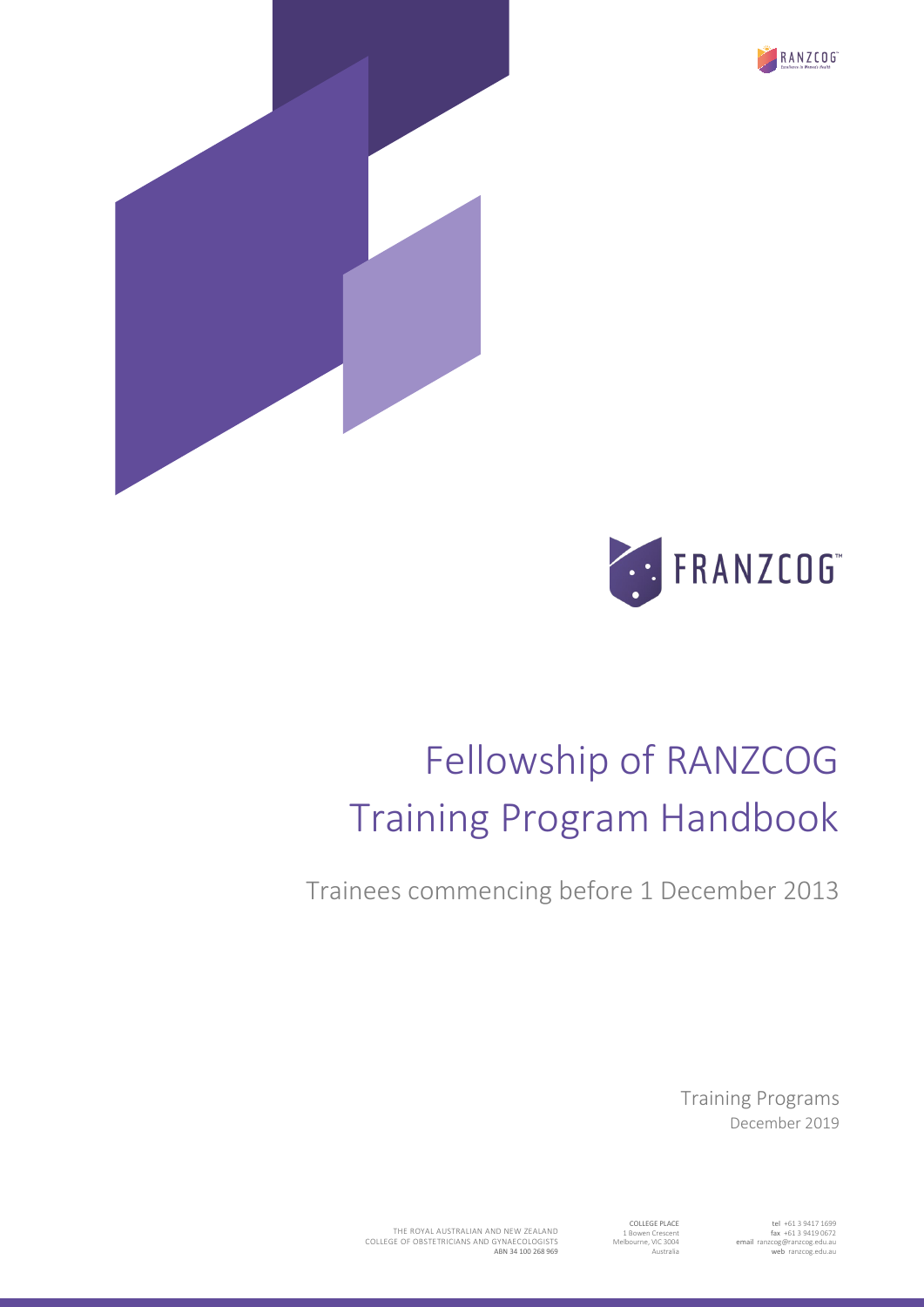# Fellowship of RANZCOG Training Program Handbook

Trainees commencing before 1 December 2013

Training Programs
December 2019

THE ROYAL AUSTRALIAN AND NEW ZEALAND COLLEGE OF OBSTETRICIANS AND GYNAECOLOGISTS
ABN 34 100 268 969

COLLEGE PLACE
1 Bowen Crescent
Melbourne, VIC 3004
Australia

tel +61 3 9417 1699
fax +61 3 9419 0672
email ranzcog@ranzcog.edu.au
web ranzcog.edu.au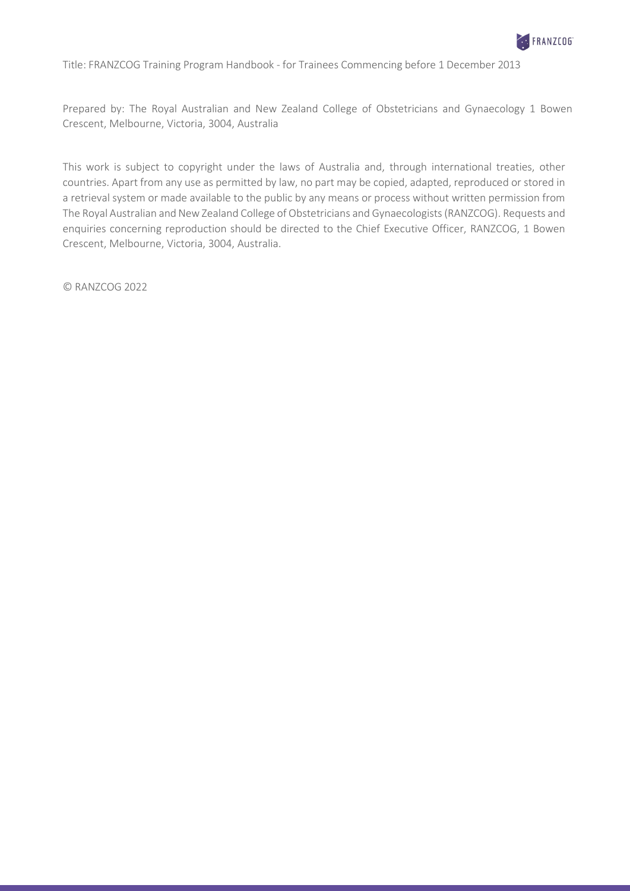Title: FRANZCOG Training Program Handbook - for Trainees Commencing before 1 December 2013

Prepared by: The Royal Australian and New Zealand College of Obstetricians and Gynaecology 1 Bowen Crescent, Melbourne, Victoria, 3004, Australia

This work is subject to copyright under the laws of Australia and, through international treaties, other countries. Apart from any use as permitted by law, no part may be copied, adapted, reproduced or stored in a retrieval system or made available to the public by any means or process without written permission from The Royal Australian and New Zealand College of Obstetricians and Gynaecologists (RANZCOG). Requests and enquiries concerning reproduction should be directed to the Chief Executive Officer, RANZCOG, 1 Bowen Crescent, Melbourne, Victoria, 3004, Australia.

© RANZCOG 2022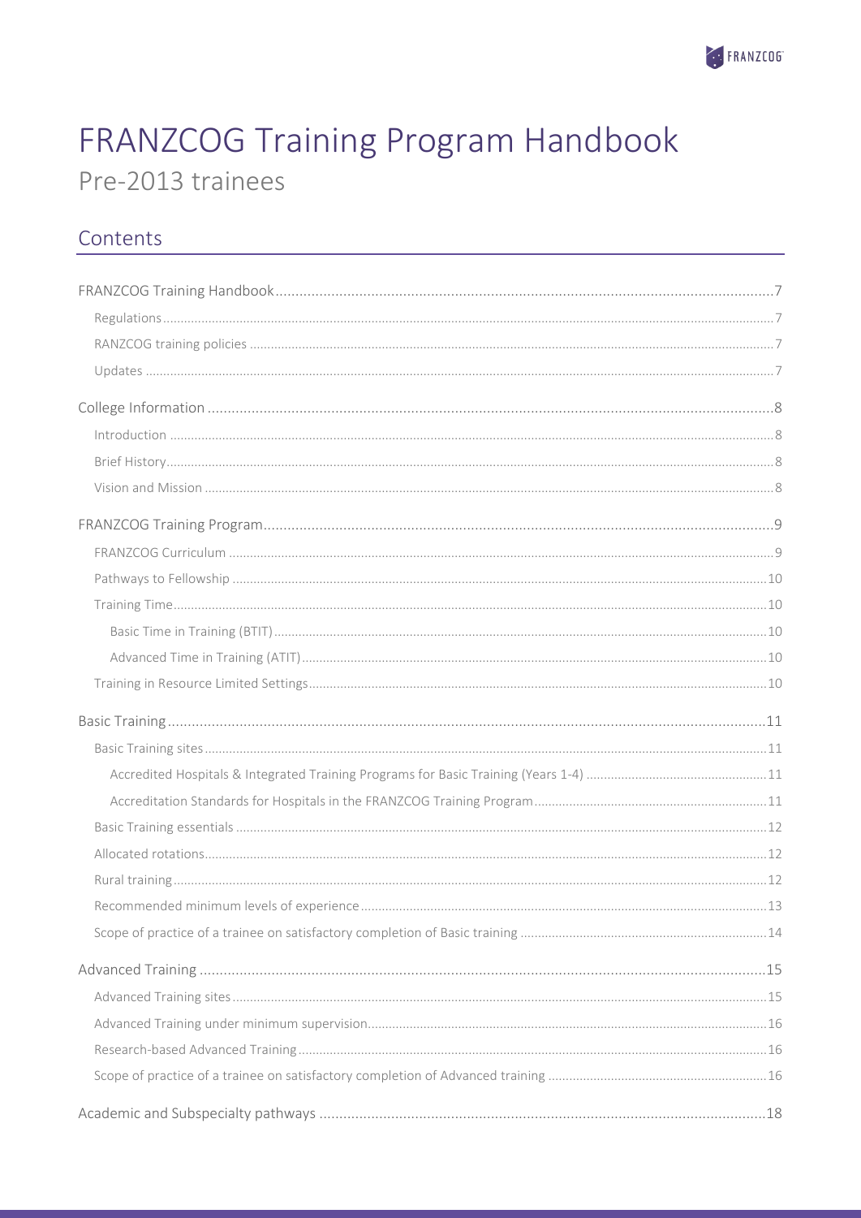# FRANZCOG Training Program Handbook

Pre-2013 trainees

## Contents

- FRANZCOG Training Handbook ..... 7
  - Regulations ..... 7
  - RANZCOG training policies ..... 7
  - Updates ..... 7
- College Information ..... 8
  - Introduction ..... 8
  - Brief History ..... 8
  - Vision and Mission ..... 8
- FRANZCOG Training Program ..... 9
  - FRANZCOG Curriculum ..... 9
  - Pathways to Fellowship ..... 10
  - Training Time ..... 10
    - Basic Time in Training (BTIT) ..... 10
    - Advanced Time in Training (ATIT) ..... 10
  - Training in Resource Limited Settings ..... 10
- Basic Training ..... 11
  - Basic Training sites ..... 11
    - Accredited Hospitals & Integrated Training Programs for Basic Training (Years 1-4) ..... 11
    - Accreditation Standards for Hospitals in the FRANZCOG Training Program ..... 11
  - Basic Training essentials ..... 12
  - Allocated rotations ..... 12
  - Rural training ..... 12
  - Recommended minimum levels of experience ..... 13
  - Scope of practice of a trainee on satisfactory completion of Basic training ..... 14
- Advanced Training ..... 15
  - Advanced Training sites ..... 15
  - Advanced Training under minimum supervision ..... 16
  - Research-based Advanced Training ..... 16
  - Scope of practice of a trainee on satisfactory completion of Advanced training ..... 16
- Academic and Subspecialty pathways ..... 18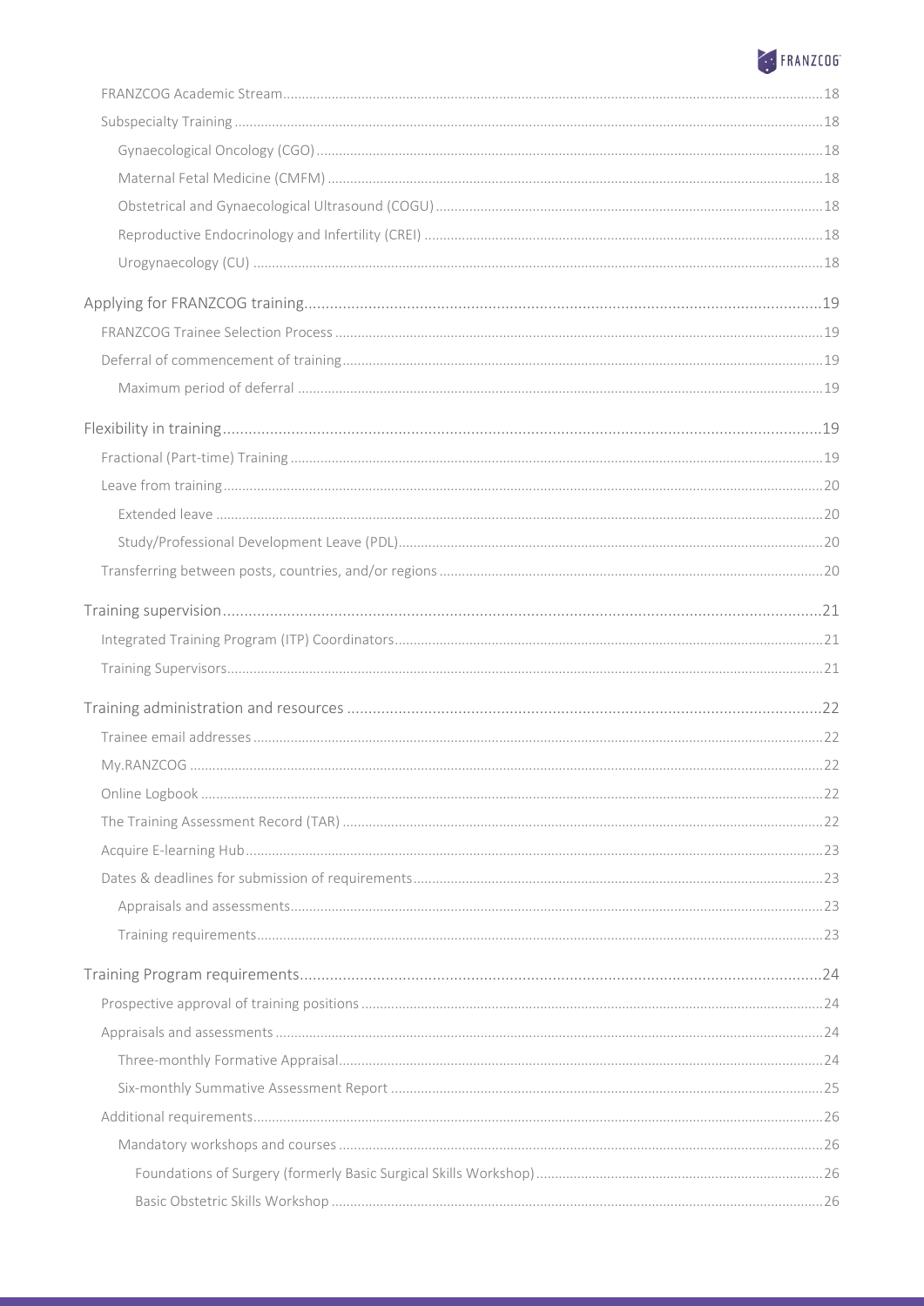- FRANZCOG Academic Stream ... 18
- Subspecialty Training ... 18
  - Gynaecological Oncology (CGO) ... 18
  - Maternal Fetal Medicine (CMFM) ... 18
  - Obstetrical and Gynaecological Ultrasound (COGU) ... 18
  - Reproductive Endocrinology and Infertility (CREI) ... 18
  - Urogynaecology (CU) ... 18

Applying for FRANZCOG training ... 19

- FRANZCOG Trainee Selection Process ... 19
- Deferral of commencement of training ... 19
  - Maximum period of deferral ... 19

Flexibility in training ... 19

- Fractional (Part-time) Training ... 19
- Leave from training ... 20
  - Extended leave ... 20
  - Study/Professional Development Leave (PDL) ... 20
- Transferring between posts, countries, and/or regions ... 20

Training supervision ... 21

- Integrated Training Program (ITP) Coordinators ... 21
- Training Supervisors ... 21

Training administration and resources ... 22

- Trainee email addresses ... 22
- My.RANZCOG ... 22
- Online Logbook ... 22
- The Training Assessment Record (TAR) ... 22
- Acquire E-learning Hub ... 23
- Dates & deadlines for submission of requirements ... 23
  - Appraisals and assessments ... 23
  - Training requirements ... 23

Training Program requirements ... 24

- Prospective approval of training positions ... 24
- Appraisals and assessments ... 24
  - Three-monthly Formative Appraisal ... 24
  - Six-monthly Summative Assessment Report ... 25
- Additional requirements ... 26
  - Mandatory workshops and courses ... 26
    - Foundations of Surgery (formerly Basic Surgical Skills Workshop) ... 26
    - Basic Obstetric Skills Workshop ... 26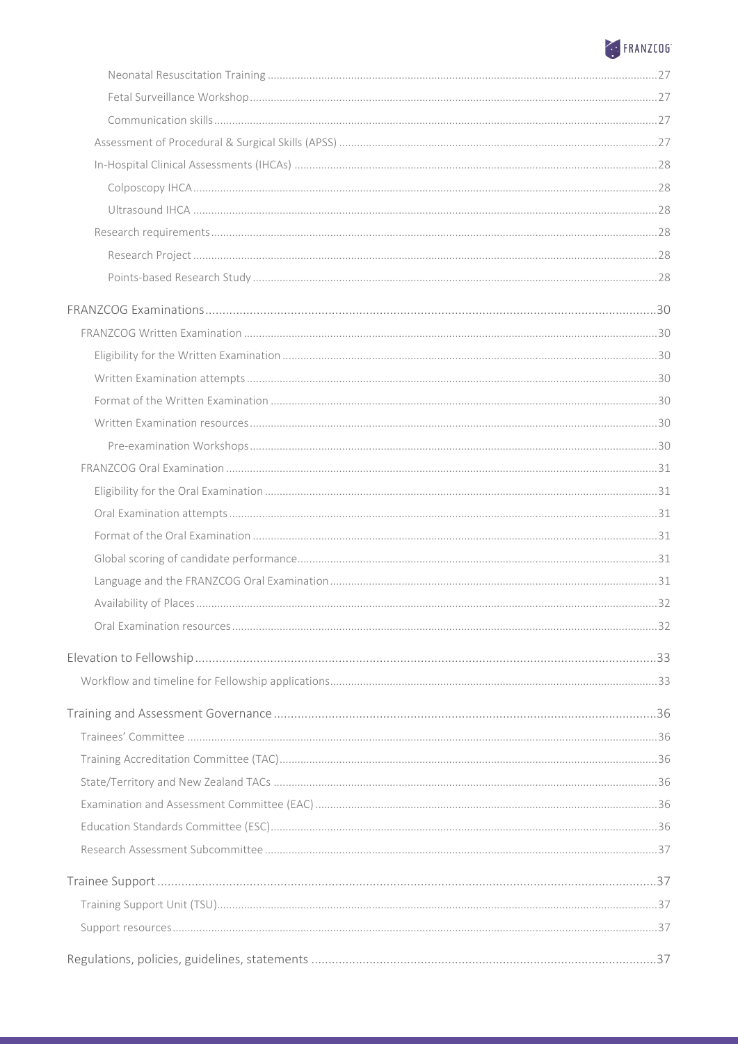Neonatal Resuscitation Training ........ 27

Fetal Surveillance Workshop ........ 27

Communication skills ........ 27

Assessment of Procedural & Surgical Skills (APSS) ........ 27

In-Hospital Clinical Assessments (IHCAs) ........ 28

Colposcopy IHCA ........ 28

Ultrasound IHCA ........ 28

Research requirements ........ 28

Research Project ........ 28

Points-based Research Study ........ 28

FRANZCOG Examinations ........ 30

FRANZCOG Written Examination ........ 30

Eligibility for the Written Examination ........ 30

Written Examination attempts ........ 30

Format of the Written Examination ........ 30

Written Examination resources ........ 30

Pre-examination Workshops ........ 30

FRANZCOG Oral Examination ........ 31

Eligibility for the Oral Examination ........ 31

Oral Examination attempts ........ 31

Format of the Oral Examination ........ 31

Global scoring of candidate performance ........ 31

Language and the FRANZCOG Oral Examination ........ 31

Availability of Places ........ 32

Oral Examination resources ........ 32

Elevation to Fellowship ........ 33

Workflow and timeline for Fellowship applications ........ 33

Training and Assessment Governance ........ 36

Trainees' Committee ........ 36

Training Accreditation Committee (TAC) ........ 36

State/Territory and New Zealand TACs ........ 36

Examination and Assessment Committee (EAC) ........ 36

Education Standards Committee (ESC) ........ 36

Research Assessment Subcommittee ........ 37

Trainee Support ........ 37

Training Support Unit (TSU) ........ 37

Support resources ........ 37

Regulations, policies, guidelines, statements ........ 37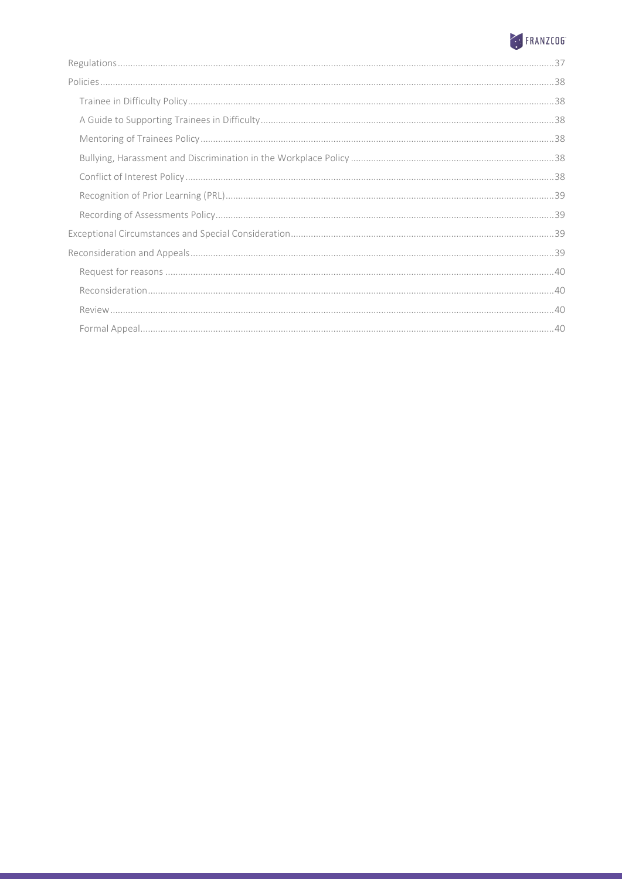Regulations ....................................................................................................................................................... 37

Policies ............................................................................................................................................................ 38

- Trainee in Difficulty Policy ........................................................................................................................ 38
- A Guide to Supporting Trainees in Difficulty ............................................................................................ 38
- Mentoring of Trainees Policy .................................................................................................................... 38
- Bullying, Harassment and Discrimination in the Workplace Policy ......................................................... 38
- Conflict of Interest Policy .......................................................................................................................... 38
- Recognition of Prior Learning (PRL) .......................................................................................................... 39
- Recording of Assessments Policy .............................................................................................................. 39

Exceptional Circumstances and Special Consideration .................................................................................. 39

Reconsideration and Appeals .......................................................................................................................... 39

- Request for reasons .................................................................................................................................. 40
- Reconsideration ........................................................................................................................................ 40
- Review ....................................................................................................................................................... 40
- Formal Appeal ........................................................................................................................................... 40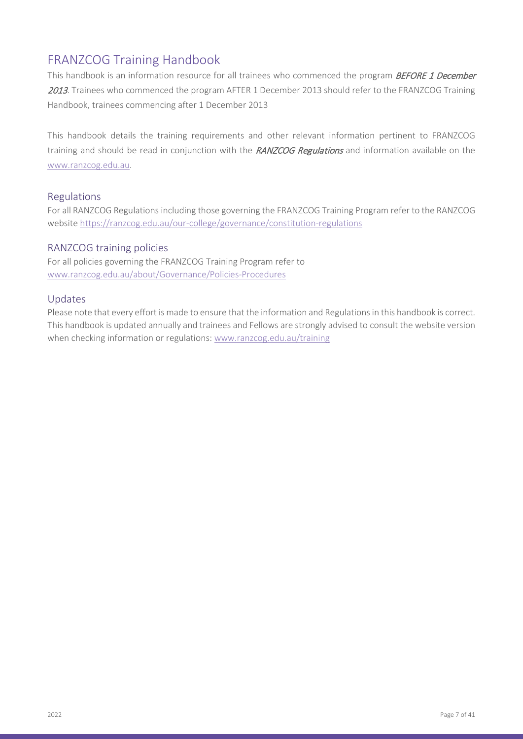# FRANZCOG Training Handbook

This handbook is an information resource for all trainees who commenced the program ***BEFORE 1 December 2013***. Trainees who commenced the program AFTER 1 December 2013 should refer to the FRANZCOG Training Handbook, trainees commencing after 1 December 2013

This handbook details the training requirements and other relevant information pertinent to FRANZCOG training and should be read in conjunction with the ***RANZCOG Regulations*** and information available on the [www.ranzcog.edu.au](www.ranzcog.edu.au).

## Regulations

For all RANZCOG Regulations including those governing the FRANZCOG Training Program refer to the RANZCOG website [https://ranzcog.edu.au/our-college/governance/constitution-regulations](https://ranzcog.edu.au/our-college/governance/constitution-regulations)

## RANZCOG training policies

For all policies governing the FRANZCOG Training Program refer to
[www.ranzcog.edu.au/about/Governance/Policies-Procedures](www.ranzcog.edu.au/about/Governance/Policies-Procedures)

## Updates

Please note that every effort is made to ensure that the information and Regulations in this handbook is correct. This handbook is updated annually and trainees and Fellows are strongly advised to consult the website version when checking information or regulations: [www.ranzcog.edu.au/training](www.ranzcog.edu.au/training)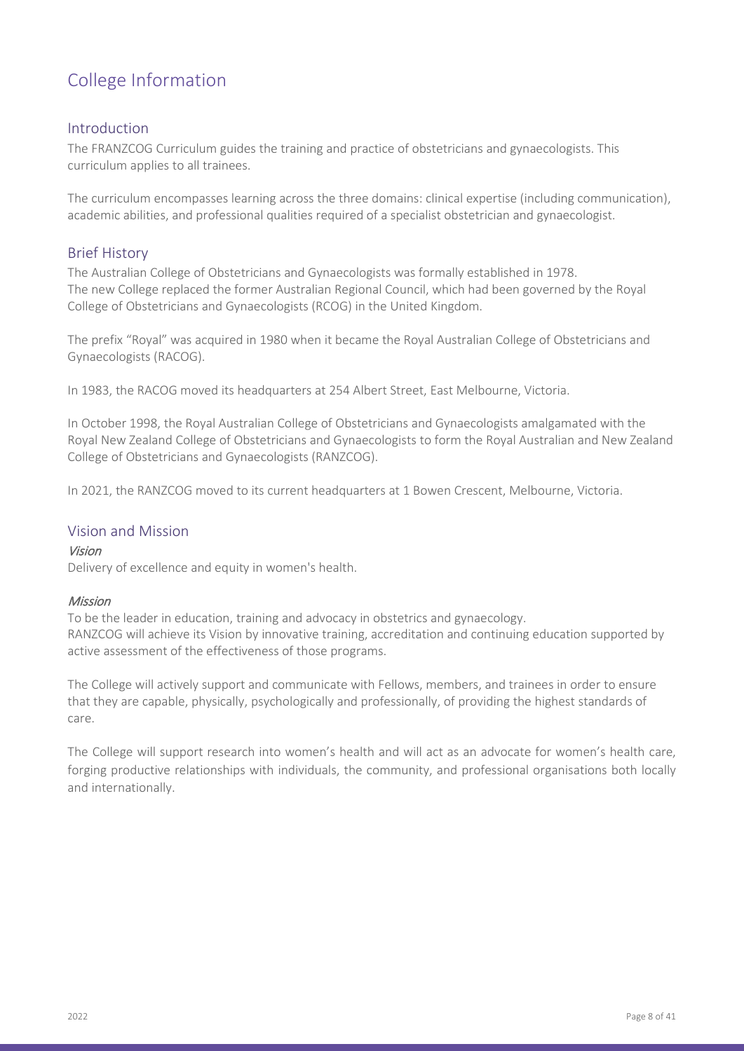# College Information

## Introduction

The FRANZCOG Curriculum guides the training and practice of obstetricians and gynaecologists. This curriculum applies to all trainees.

The curriculum encompasses learning across the three domains: clinical expertise (including communication), academic abilities, and professional qualities required of a specialist obstetrician and gynaecologist.

## Brief History

The Australian College of Obstetricians and Gynaecologists was formally established in 1978. The new College replaced the former Australian Regional Council, which had been governed by the Royal College of Obstetricians and Gynaecologists (RCOG) in the United Kingdom.

The prefix "Royal" was acquired in 1980 when it became the Royal Australian College of Obstetricians and Gynaecologists (RACOG).

In 1983, the RACOG moved its headquarters at 254 Albert Street, East Melbourne, Victoria.

In October 1998, the Royal Australian College of Obstetricians and Gynaecologists amalgamated with the Royal New Zealand College of Obstetricians and Gynaecologists to form the Royal Australian and New Zealand College of Obstetricians and Gynaecologists (RANZCOG).

In 2021, the RANZCOG moved to its current headquarters at 1 Bowen Crescent, Melbourne, Victoria.

## Vision and Mission

### *Vision*

Delivery of excellence and equity in women's health.

### *Mission*

To be the leader in education, training and advocacy in obstetrics and gynaecology.
RANZCOG will achieve its Vision by innovative training, accreditation and continuing education supported by active assessment of the effectiveness of those programs.

The College will actively support and communicate with Fellows, members, and trainees in order to ensure that they are capable, physically, psychologically and professionally, of providing the highest standards of care.

The College will support research into women's health and will act as an advocate for women's health care, forging productive relationships with individuals, the community, and professional organisations both locally and internationally.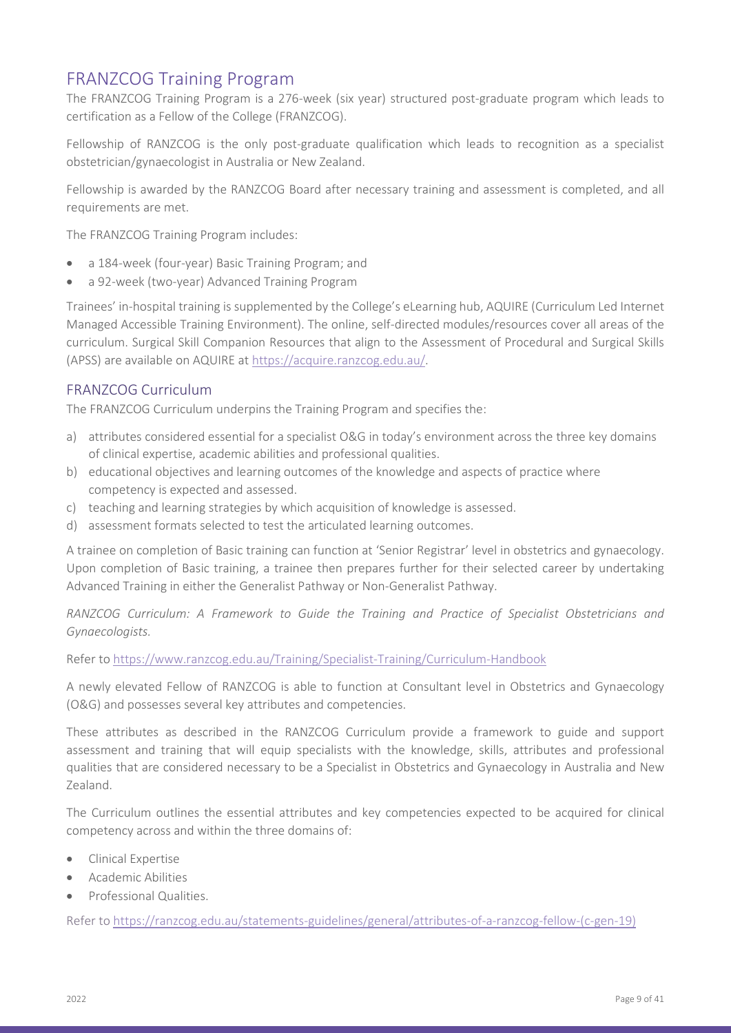## FRANZCOG Training Program

The FRANZCOG Training Program is a 276-week (six year) structured post-graduate program which leads to certification as a Fellow of the College (FRANZCOG).

Fellowship of RANZCOG is the only post-graduate qualification which leads to recognition as a specialist obstetrician/gynaecologist in Australia or New Zealand.

Fellowship is awarded by the RANZCOG Board after necessary training and assessment is completed, and all requirements are met.

The FRANZCOG Training Program includes:

- a 184-week (four-year) Basic Training Program; and
- a 92-week (two-year) Advanced Training Program

Trainees' in-hospital training is supplemented by the College's eLearning hub, AQUIRE (Curriculum Led Internet Managed Accessible Training Environment). The online, self-directed modules/resources cover all areas of the curriculum. Surgical Skill Companion Resources that align to the Assessment of Procedural and Surgical Skills (APSS) are available on AQUIRE at https://acquire.ranzcog.edu.au/.

## FRANZCOG Curriculum

The FRANZCOG Curriculum underpins the Training Program and specifies the:

a) attributes considered essential for a specialist O&G in today's environment across the three key domains of clinical expertise, academic abilities and professional qualities.
b) educational objectives and learning outcomes of the knowledge and aspects of practice where competency is expected and assessed.
c) teaching and learning strategies by which acquisition of knowledge is assessed.
d) assessment formats selected to test the articulated learning outcomes.

A trainee on completion of Basic training can function at 'Senior Registrar' level in obstetrics and gynaecology. Upon completion of Basic training, a trainee then prepares further for their selected career by undertaking Advanced Training in either the Generalist Pathway or Non-Generalist Pathway.

*RANZCOG Curriculum: A Framework to Guide the Training and Practice of Specialist Obstetricians and Gynaecologists.*

Refer to https://www.ranzcog.edu.au/Training/Specialist-Training/Curriculum-Handbook

A newly elevated Fellow of RANZCOG is able to function at Consultant level in Obstetrics and Gynaecology (O&G) and possesses several key attributes and competencies.

These attributes as described in the RANZCOG Curriculum provide a framework to guide and support assessment and training that will equip specialists with the knowledge, skills, attributes and professional qualities that are considered necessary to be a Specialist in Obstetrics and Gynaecology in Australia and New Zealand.

The Curriculum outlines the essential attributes and key competencies expected to be acquired for clinical competency across and within the three domains of:

- Clinical Expertise
- Academic Abilities
- Professional Qualities.

Refer to https://ranzcog.edu.au/statements-guidelines/general/attributes-of-a-ranzcog-fellow-(c-gen-19)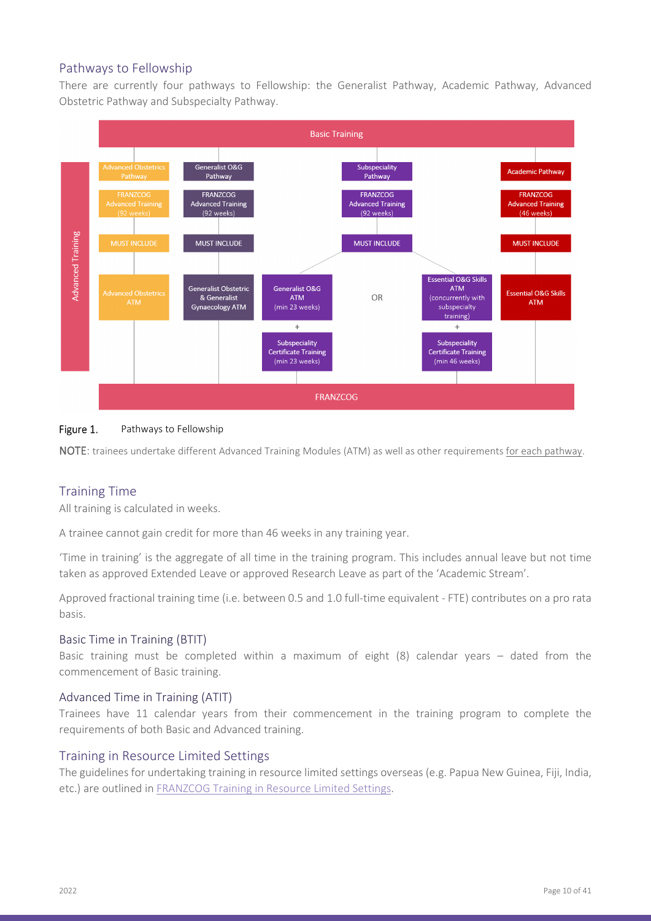## Pathways to Fellowship

There are currently four pathways to Fellowship: the Generalist Pathway, Academic Pathway, Advanced Obstetric Pathway and Subspecialty Pathway.

Basic Training

Advanced Training:

- **Advanced Obstetrics Pathway**
  - FRANZCOG Advanced Training (92 weeks)
  - MUST INCLUDE
  - Advanced Obstetrics ATM
- **Generalist O&G Pathway**
  - FRANZCOG Advanced Training (92 weeks)
  - MUST INCLUDE
  - Generalist Obstetric & Generalist Gynaecology ATM
- **Subspeciality Pathway**
  - FRANZCOG Advanced Training (92 weeks)
  - MUST INCLUDE
  - Generalist O&G ATM (min 23 weeks) + Subspeciality Certificate Training (min 23 weeks)
  - OR
  - Essential O&G Skills ATM (concurrently with subspecialty training) + Subspeciality Certificate Training (min 46 weeks)
- **Academic Pathway**
  - FRANZCOG Advanced Training (46 weeks)
  - MUST INCLUDE
  - Essential O&G Skills ATM

FRANZCOG

Figure 1. Pathways to Fellowship

**NOTE**: trainees undertake different Advanced Training Modules (ATM) as well as other requirements for each pathway.

## Training Time

All training is calculated in weeks.

A trainee cannot gain credit for more than 46 weeks in any training year.

'Time in training' is the aggregate of all time in the training program. This includes annual leave but not time taken as approved Extended Leave or approved Research Leave as part of the 'Academic Stream'.

Approved fractional training time (i.e. between 0.5 and 1.0 full-time equivalent - FTE) contributes on a pro rata basis.

### Basic Time in Training (BTIT)

Basic training must be completed within a maximum of eight (8) calendar years – dated from the commencement of Basic training.

### Advanced Time in Training (ATIT)

Trainees have 11 calendar years from their commencement in the training program to complete the requirements of both Basic and Advanced training.

## Training in Resource Limited Settings

The guidelines for undertaking training in resource limited settings overseas (e.g. Papua New Guinea, Fiji, India, etc.) are outlined in FRANZCOG Training in Resource Limited Settings.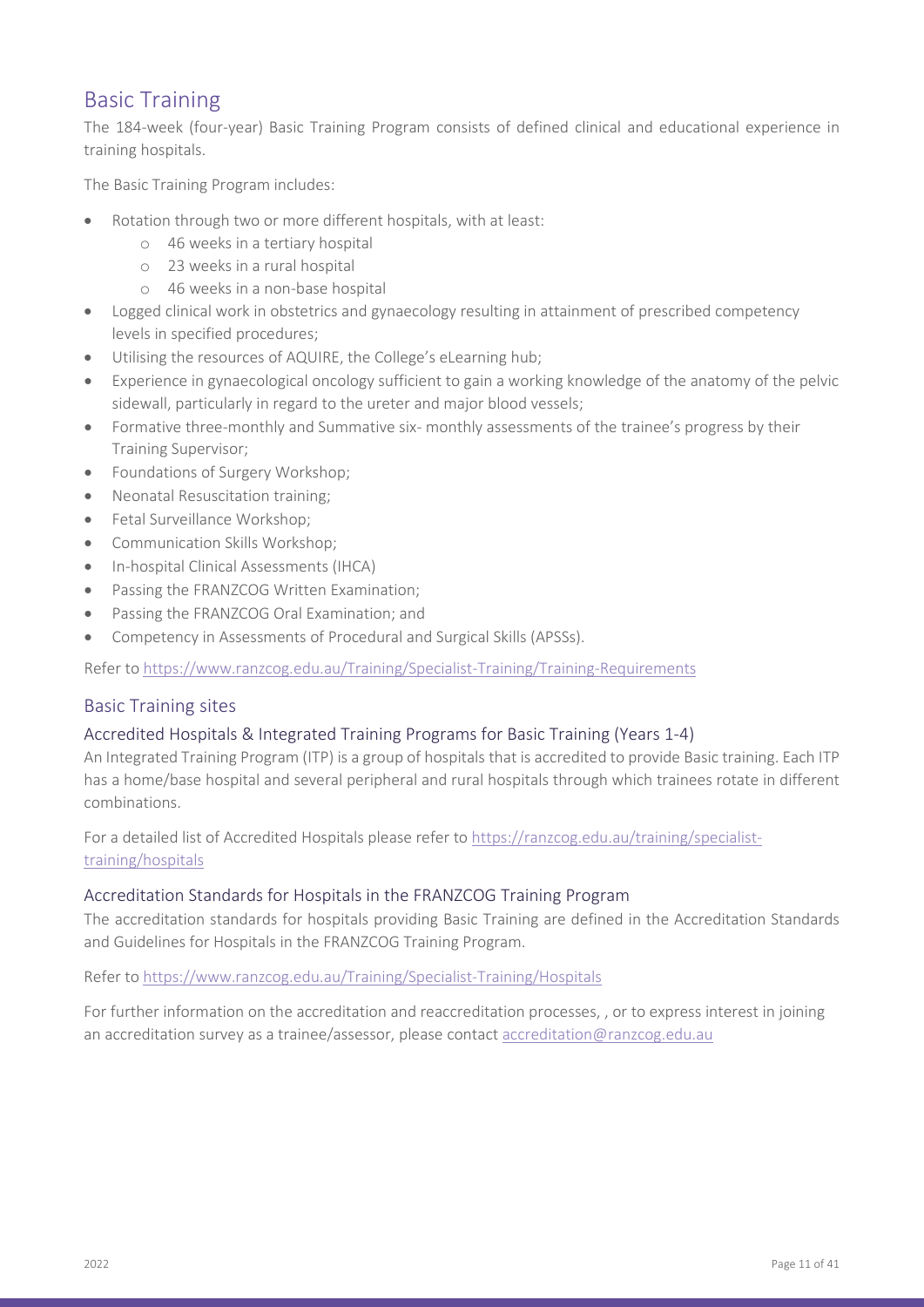## Basic Training

The 184-week (four-year) Basic Training Program consists of defined clinical and educational experience in training hospitals.

The Basic Training Program includes:

- Rotation through two or more different hospitals, with at least:
    - 46 weeks in a tertiary hospital
    - 23 weeks in a rural hospital
    - 46 weeks in a non-base hospital
- Logged clinical work in obstetrics and gynaecology resulting in attainment of prescribed competency levels in specified procedures;
- Utilising the resources of AQUIRE, the College's eLearning hub;
- Experience in gynaecological oncology sufficient to gain a working knowledge of the anatomy of the pelvic sidewall, particularly in regard to the ureter and major blood vessels;
- Formative three-monthly and Summative six- monthly assessments of the trainee's progress by their Training Supervisor;
- Foundations of Surgery Workshop;
- Neonatal Resuscitation training;
- Fetal Surveillance Workshop;
- Communication Skills Workshop;
- In-hospital Clinical Assessments (IHCA)
- Passing the FRANZCOG Written Examination;
- Passing the FRANZCOG Oral Examination; and
- Competency in Assessments of Procedural and Surgical Skills (APSSs).

Refer to https://www.ranzcog.edu.au/Training/Specialist-Training/Training-Requirements

### Basic Training sites

#### Accredited Hospitals & Integrated Training Programs for Basic Training (Years 1-4)

An Integrated Training Program (ITP) is a group of hospitals that is accredited to provide Basic training. Each ITP has a home/base hospital and several peripheral and rural hospitals through which trainees rotate in different combinations.

For a detailed list of Accredited Hospitals please refer to https://ranzcog.edu.au/training/specialist-training/hospitals

#### Accreditation Standards for Hospitals in the FRANZCOG Training Program

The accreditation standards for hospitals providing Basic Training are defined in the Accreditation Standards and Guidelines for Hospitals in the FRANZCOG Training Program.

Refer to https://www.ranzcog.edu.au/Training/Specialist-Training/Hospitals

For further information on the accreditation and reaccreditation processes, , or to express interest in joining an accreditation survey as a trainee/assessor, please contact accreditation@ranzcog.edu.au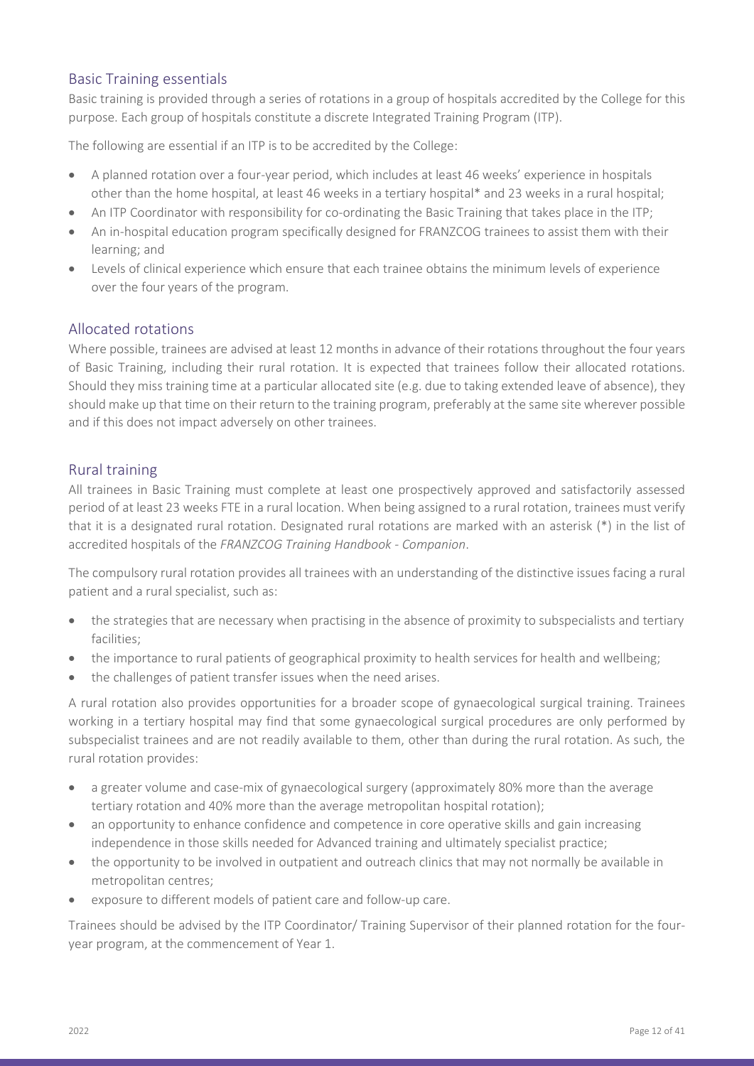## Basic Training essentials

Basic training is provided through a series of rotations in a group of hospitals accredited by the College for this purpose. Each group of hospitals constitute a discrete Integrated Training Program (ITP).

The following are essential if an ITP is to be accredited by the College:

- A planned rotation over a four-year period, which includes at least 46 weeks' experience in hospitals other than the home hospital, at least 46 weeks in a tertiary hospital* and 23 weeks in a rural hospital;
- An ITP Coordinator with responsibility for co-ordinating the Basic Training that takes place in the ITP;
- An in-hospital education program specifically designed for FRANZCOG trainees to assist them with their learning; and
- Levels of clinical experience which ensure that each trainee obtains the minimum levels of experience over the four years of the program.

## Allocated rotations

Where possible, trainees are advised at least 12 months in advance of their rotations throughout the four years of Basic Training, including their rural rotation. It is expected that trainees follow their allocated rotations. Should they miss training time at a particular allocated site (e.g. due to taking extended leave of absence), they should make up that time on their return to the training program, preferably at the same site wherever possible and if this does not impact adversely on other trainees.

## Rural training

All trainees in Basic Training must complete at least one prospectively approved and satisfactorily assessed period of at least 23 weeks FTE in a rural location. When being assigned to a rural rotation, trainees must verify that it is a designated rural rotation. Designated rural rotations are marked with an asterisk (*) in the list of accredited hospitals of the *FRANZCOG Training Handbook - Companion*.

The compulsory rural rotation provides all trainees with an understanding of the distinctive issues facing a rural patient and a rural specialist, such as:

- the strategies that are necessary when practising in the absence of proximity to subspecialists and tertiary facilities;
- the importance to rural patients of geographical proximity to health services for health and wellbeing;
- the challenges of patient transfer issues when the need arises.

A rural rotation also provides opportunities for a broader scope of gynaecological surgical training. Trainees working in a tertiary hospital may find that some gynaecological surgical procedures are only performed by subspecialist trainees and are not readily available to them, other than during the rural rotation. As such, the rural rotation provides:

- a greater volume and case-mix of gynaecological surgery (approximately 80% more than the average tertiary rotation and 40% more than the average metropolitan hospital rotation);
- an opportunity to enhance confidence and competence in core operative skills and gain increasing independence in those skills needed for Advanced training and ultimately specialist practice;
- the opportunity to be involved in outpatient and outreach clinics that may not normally be available in metropolitan centres;
- exposure to different models of patient care and follow-up care.

Trainees should be advised by the ITP Coordinator/ Training Supervisor of their planned rotation for the four-year program, at the commencement of Year 1.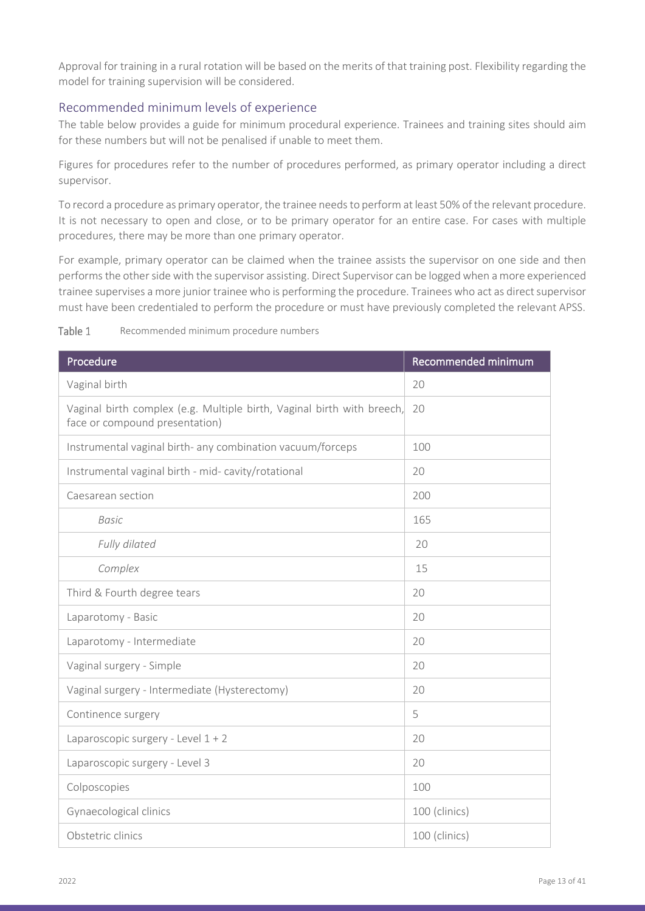Approval for training in a rural rotation will be based on the merits of that training post. Flexibility regarding the model for training supervision will be considered.

## Recommended minimum levels of experience

The table below provides a guide for minimum procedural experience. Trainees and training sites should aim for these numbers but will not be penalised if unable to meet them.

Figures for procedures refer to the number of procedures performed, as primary operator including a direct supervisor.

To record a procedure as primary operator, the trainee needs to perform at least 50% of the relevant procedure. It is not necessary to open and close, or to be primary operator for an entire case. For cases with multiple procedures, there may be more than one primary operator.

For example, primary operator can be claimed when the trainee assists the supervisor on one side and then performs the other side with the supervisor assisting. Direct Supervisor can be logged when a more experienced trainee supervises a more junior trainee who is performing the procedure. Trainees who act as direct supervisor must have been credentialed to perform the procedure or must have previously completed the relevant APSS.

Table 1 Recommended minimum procedure numbers

| Procedure | Recommended minimum |
|---|---|
| Vaginal birth | 20 |
| Vaginal birth complex (e.g. Multiple birth, Vaginal birth with breech, face or compound presentation) | 20 |
| Instrumental vaginal birth- any combination vacuum/forceps | 100 |
| Instrumental vaginal birth - mid- cavity/rotational | 20 |
| Caesarean section | 200 |
| *Basic* | 165 |
| *Fully dilated* | 20 |
| *Complex* | 15 |
| Third & Fourth degree tears | 20 |
| Laparotomy - Basic | 20 |
| Laparotomy - Intermediate | 20 |
| Vaginal surgery - Simple | 20 |
| Vaginal surgery - Intermediate (Hysterectomy) | 20 |
| Continence surgery | 5 |
| Laparoscopic surgery - Level 1 + 2 | 20 |
| Laparoscopic surgery - Level 3 | 20 |
| Colposcopies | 100 |
| Gynaecological clinics | 100 (clinics) |
| Obstetric clinics | 100 (clinics) |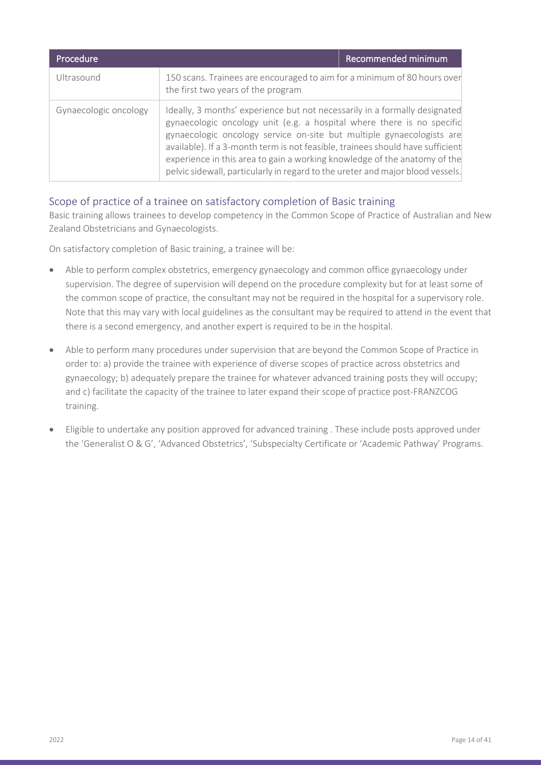| Procedure | Recommended minimum |
| --- | --- |
| Ultrasound | 150 scans. Trainees are encouraged to aim for a minimum of 80 hours over the first two years of the program |
| Gynaecologic oncology | Ideally, 3 months' experience but not necessarily in a formally designated gynaecologic oncology unit (e.g. a hospital where there is no specific gynaecologic oncology service on-site but multiple gynaecologists are available). If a 3-month term is not feasible, trainees should have sufficient experience in this area to gain a working knowledge of the anatomy of the pelvic sidewall, particularly in regard to the ureter and major blood vessels. |

## Scope of practice of a trainee on satisfactory completion of Basic training

Basic training allows trainees to develop competency in the Common Scope of Practice of Australian and New Zealand Obstetricians and Gynaecologists.

On satisfactory completion of Basic training, a trainee will be:

- Able to perform complex obstetrics, emergency gynaecology and common office gynaecology under supervision. The degree of supervision will depend on the procedure complexity but for at least some of the common scope of practice, the consultant may not be required in the hospital for a supervisory role. Note that this may vary with local guidelines as the consultant may be required to attend in the event that there is a second emergency, and another expert is required to be in the hospital.
- Able to perform many procedures under supervision that are beyond the Common Scope of Practice in order to: a) provide the trainee with experience of diverse scopes of practice across obstetrics and gynaecology; b) adequately prepare the trainee for whatever advanced training posts they will occupy; and c) facilitate the capacity of the trainee to later expand their scope of practice post-FRANZCOG training.
- Eligible to undertake any position approved for advanced training . These include posts approved under the 'Generalist O & G', 'Advanced Obstetrics', 'Subspecialty Certificate or 'Academic Pathway' Programs.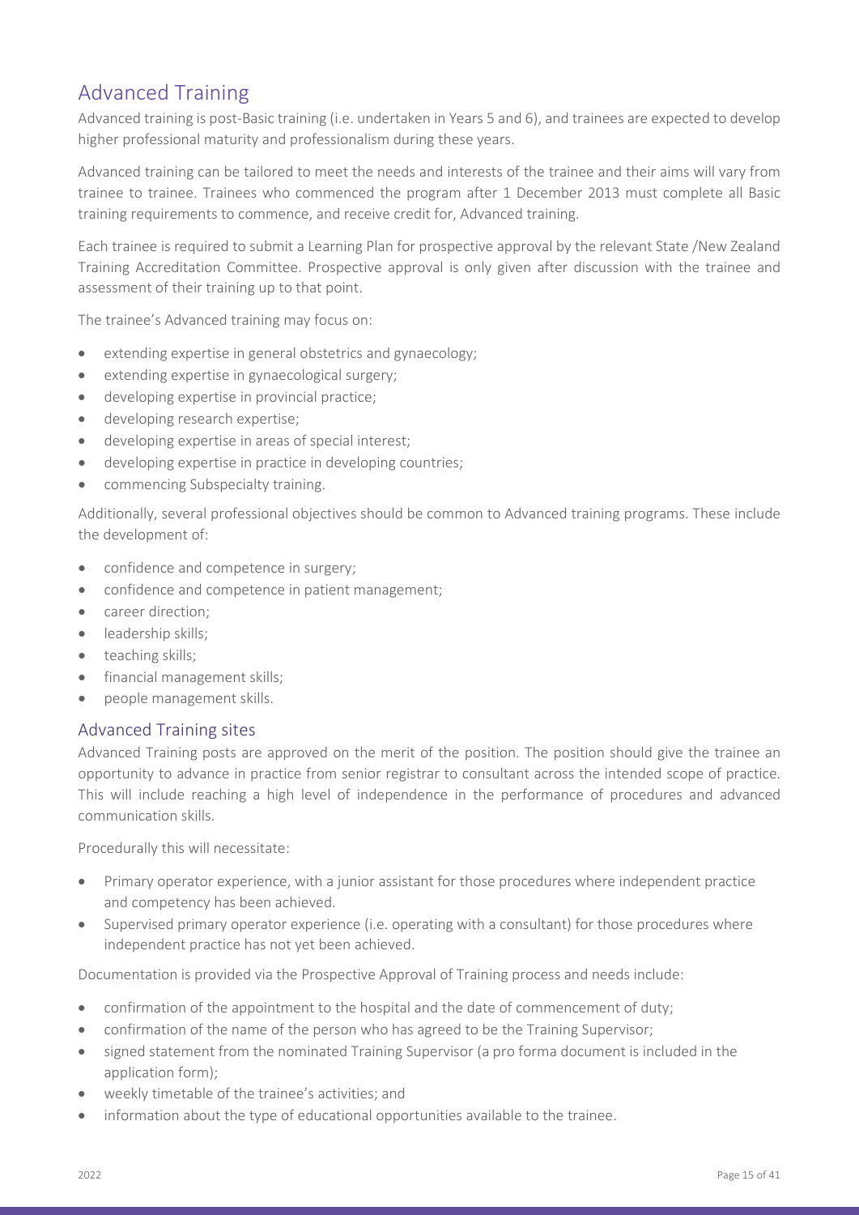## Advanced Training

Advanced training is post-Basic training (i.e. undertaken in Years 5 and 6), and trainees are expected to develop higher professional maturity and professionalism during these years.

Advanced training can be tailored to meet the needs and interests of the trainee and their aims will vary from trainee to trainee. Trainees who commenced the program after 1 December 2013 must complete all Basic training requirements to commence, and receive credit for, Advanced training.

Each trainee is required to submit a Learning Plan for prospective approval by the relevant State /New Zealand Training Accreditation Committee. Prospective approval is only given after discussion with the trainee and assessment of their training up to that point.

The trainee's Advanced training may focus on:

- extending expertise in general obstetrics and gynaecology;
- extending expertise in gynaecological surgery;
- developing expertise in provincial practice;
- developing research expertise;
- developing expertise in areas of special interest;
- developing expertise in practice in developing countries;
- commencing Subspecialty training.

Additionally, several professional objectives should be common to Advanced training programs. These include the development of:

- confidence and competence in surgery;
- confidence and competence in patient management;
- career direction;
- leadership skills;
- teaching skills;
- financial management skills;
- people management skills.

### Advanced Training sites

Advanced Training posts are approved on the merit of the position. The position should give the trainee an opportunity to advance in practice from senior registrar to consultant across the intended scope of practice. This will include reaching a high level of independence in the performance of procedures and advanced communication skills.

Procedurally this will necessitate:

- Primary operator experience, with a junior assistant for those procedures where independent practice and competency has been achieved.
- Supervised primary operator experience (i.e. operating with a consultant) for those procedures where independent practice has not yet been achieved.

Documentation is provided via the Prospective Approval of Training process and needs include:

- confirmation of the appointment to the hospital and the date of commencement of duty;
- confirmation of the name of the person who has agreed to be the Training Supervisor;
- signed statement from the nominated Training Supervisor (a pro forma document is included in the application form);
- weekly timetable of the trainee's activities; and
- information about the type of educational opportunities available to the trainee.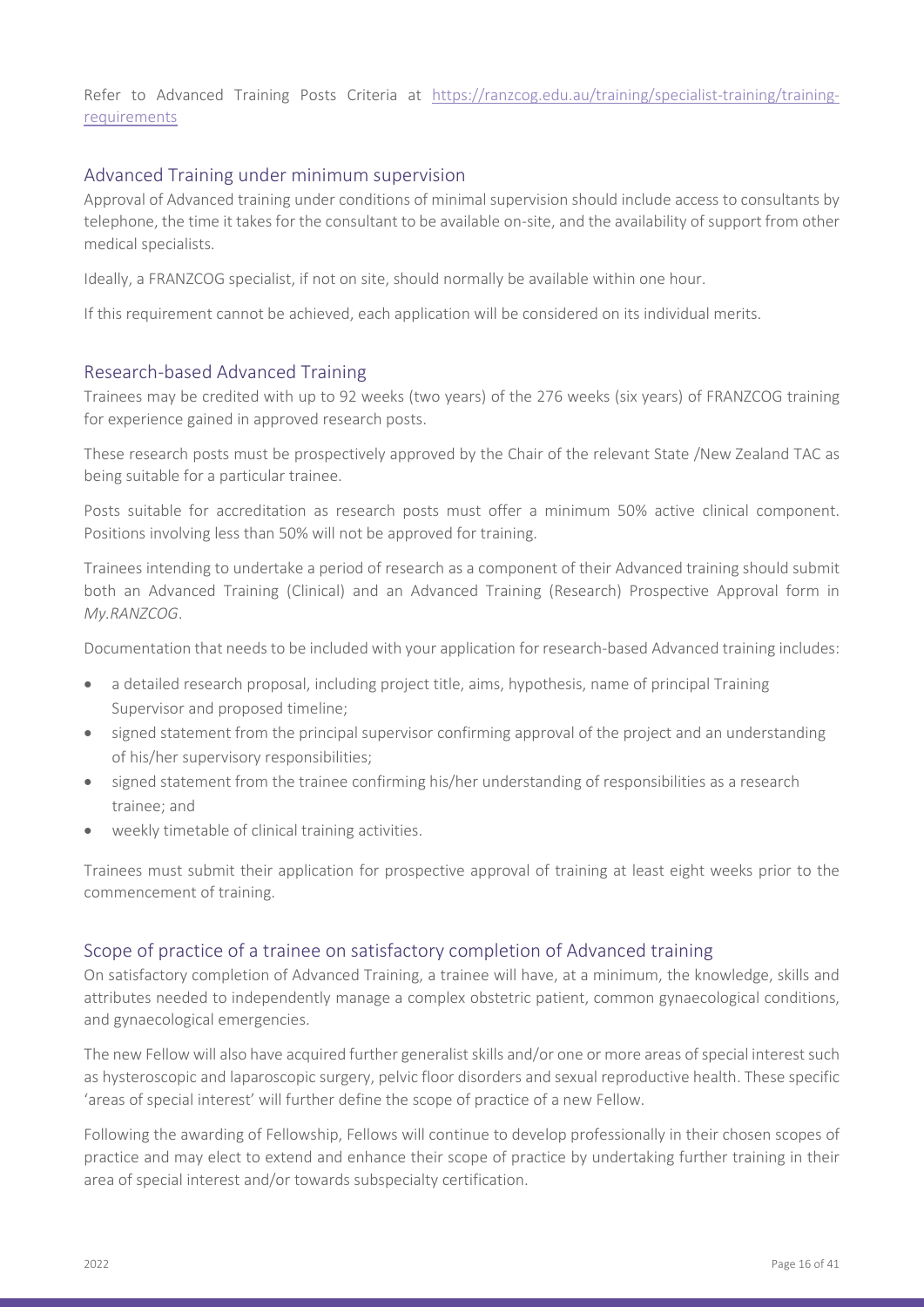Refer to Advanced Training Posts Criteria at [https://ranzcog.edu.au/training/specialist-training/training-requirements](https://ranzcog.edu.au/training/specialist-training/training-requirements)

## Advanced Training under minimum supervision

Approval of Advanced training under conditions of minimal supervision should include access to consultants by telephone, the time it takes for the consultant to be available on-site, and the availability of support from other medical specialists.

Ideally, a FRANZCOG specialist, if not on site, should normally be available within one hour.

If this requirement cannot be achieved, each application will be considered on its individual merits.

## Research-based Advanced Training

Trainees may be credited with up to 92 weeks (two years) of the 276 weeks (six years) of FRANZCOG training for experience gained in approved research posts.

These research posts must be prospectively approved by the Chair of the relevant State /New Zealand TAC as being suitable for a particular trainee.

Posts suitable for accreditation as research posts must offer a minimum 50% active clinical component. Positions involving less than 50% will not be approved for training.

Trainees intending to undertake a period of research as a component of their Advanced training should submit both an Advanced Training (Clinical) and an Advanced Training (Research) Prospective Approval form in *My.RANZCOG*.

Documentation that needs to be included with your application for research-based Advanced training includes:

- a detailed research proposal, including project title, aims, hypothesis, name of principal Training Supervisor and proposed timeline;
- signed statement from the principal supervisor confirming approval of the project and an understanding of his/her supervisory responsibilities;
- signed statement from the trainee confirming his/her understanding of responsibilities as a research trainee; and
- weekly timetable of clinical training activities.

Trainees must submit their application for prospective approval of training at least eight weeks prior to the commencement of training.

## Scope of practice of a trainee on satisfactory completion of Advanced training

On satisfactory completion of Advanced Training, a trainee will have, at a minimum, the knowledge, skills and attributes needed to independently manage a complex obstetric patient, common gynaecological conditions, and gynaecological emergencies.

The new Fellow will also have acquired further generalist skills and/or one or more areas of special interest such as hysteroscopic and laparoscopic surgery, pelvic floor disorders and sexual reproductive health. These specific 'areas of special interest' will further define the scope of practice of a new Fellow.

Following the awarding of Fellowship, Fellows will continue to develop professionally in their chosen scopes of practice and may elect to extend and enhance their scope of practice by undertaking further training in their area of special interest and/or towards subspecialty certification.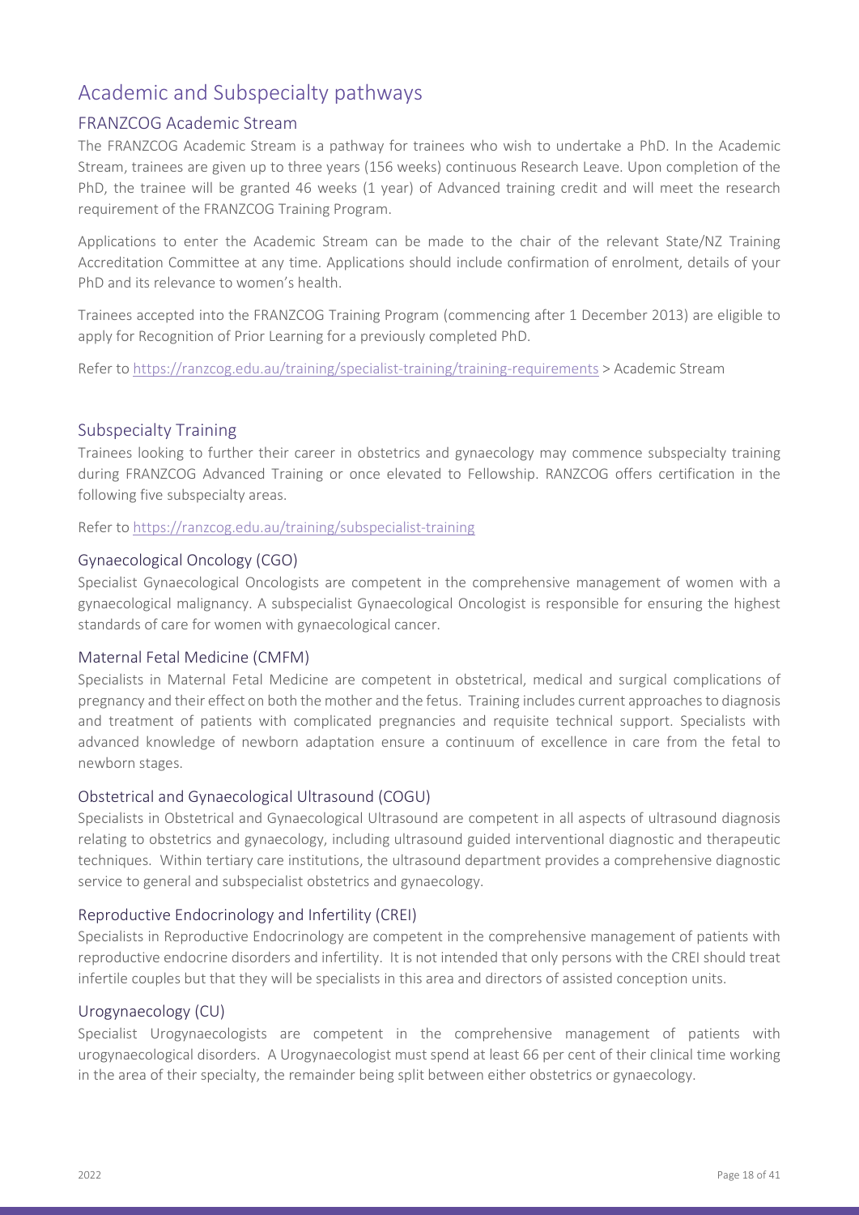# Academic and Subspecialty pathways

## FRANZCOG Academic Stream

The FRANZCOG Academic Stream is a pathway for trainees who wish to undertake a PhD. In the Academic Stream, trainees are given up to three years (156 weeks) continuous Research Leave. Upon completion of the PhD, the trainee will be granted 46 weeks (1 year) of Advanced training credit and will meet the research requirement of the FRANZCOG Training Program.

Applications to enter the Academic Stream can be made to the chair of the relevant State/NZ Training Accreditation Committee at any time. Applications should include confirmation of enrolment, details of your PhD and its relevance to women's health.

Trainees accepted into the FRANZCOG Training Program (commencing after 1 December 2013) are eligible to apply for Recognition of Prior Learning for a previously completed PhD.

Refer to https://ranzcog.edu.au/training/specialist-training/training-requirements > Academic Stream

## Subspecialty Training

Trainees looking to further their career in obstetrics and gynaecology may commence subspecialty training during FRANZCOG Advanced Training or once elevated to Fellowship. RANZCOG offers certification in the following five subspecialty areas.

Refer to https://ranzcog.edu.au/training/subspecialist-training

### Gynaecological Oncology (CGO)

Specialist Gynaecological Oncologists are competent in the comprehensive management of women with a gynaecological malignancy. A subspecialist Gynaecological Oncologist is responsible for ensuring the highest standards of care for women with gynaecological cancer.

### Maternal Fetal Medicine (CMFM)

Specialists in Maternal Fetal Medicine are competent in obstetrical, medical and surgical complications of pregnancy and their effect on both the mother and the fetus. Training includes current approaches to diagnosis and treatment of patients with complicated pregnancies and requisite technical support. Specialists with advanced knowledge of newborn adaptation ensure a continuum of excellence in care from the fetal to newborn stages.

### Obstetrical and Gynaecological Ultrasound (COGU)

Specialists in Obstetrical and Gynaecological Ultrasound are competent in all aspects of ultrasound diagnosis relating to obstetrics and gynaecology, including ultrasound guided interventional diagnostic and therapeutic techniques. Within tertiary care institutions, the ultrasound department provides a comprehensive diagnostic service to general and subspecialist obstetrics and gynaecology.

### Reproductive Endocrinology and Infertility (CREI)

Specialists in Reproductive Endocrinology are competent in the comprehensive management of patients with reproductive endocrine disorders and infertility. It is not intended that only persons with the CREI should treat infertile couples but that they will be specialists in this area and directors of assisted conception units.

### Urogynaecology (CU)

Specialist Urogynaecologists are competent in the comprehensive management of patients with urogynaecological disorders. A Urogynaecologist must spend at least 66 per cent of their clinical time working in the area of their specialty, the remainder being split between either obstetrics or gynaecology.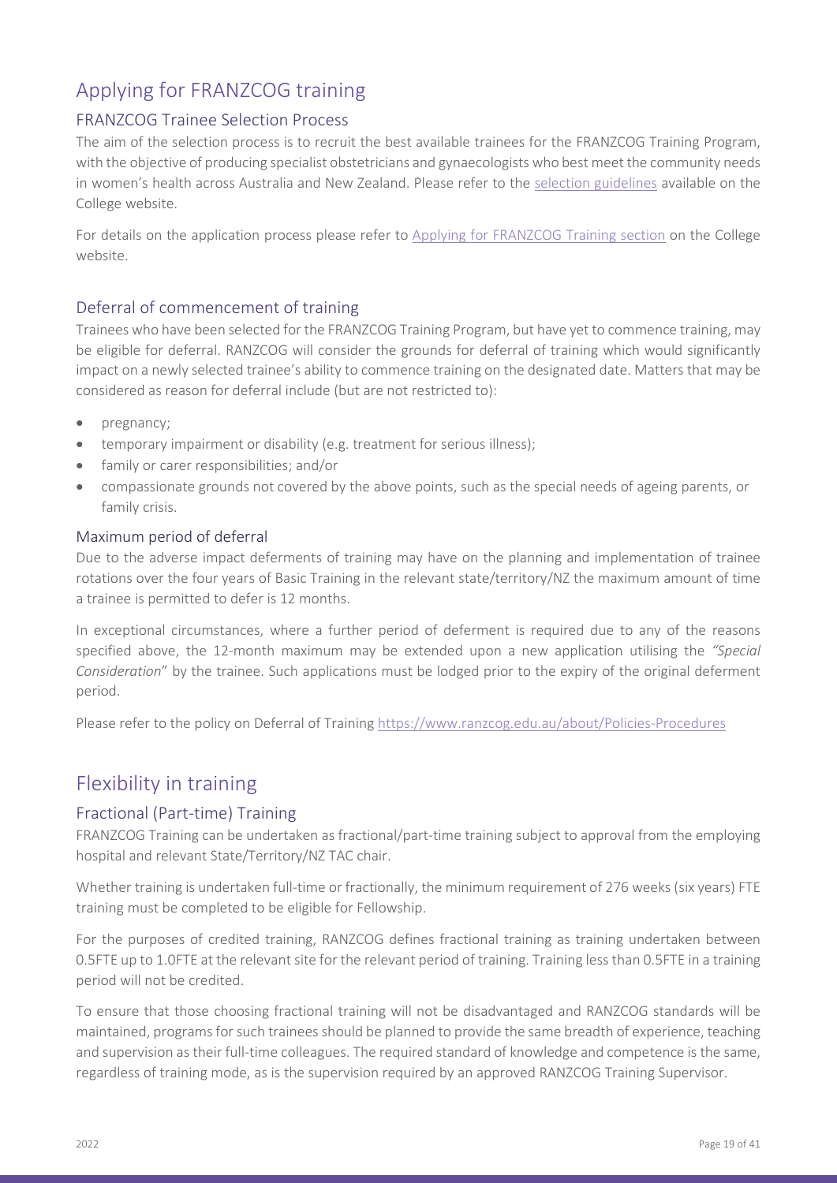# Applying for FRANZCOG training

## FRANZCOG Trainee Selection Process

The aim of the selection process is to recruit the best available trainees for the FRANZCOG Training Program, with the objective of producing specialist obstetricians and gynaecologists who best meet the community needs in women's health across Australia and New Zealand. Please refer to the selection guidelines available on the College website.

For details on the application process please refer to Applying for FRANZCOG Training section on the College website.

## Deferral of commencement of training

Trainees who have been selected for the FRANZCOG Training Program, but have yet to commence training, may be eligible for deferral. RANZCOG will consider the grounds for deferral of training which would significantly impact on a newly selected trainee's ability to commence training on the designated date. Matters that may be considered as reason for deferral include (but are not restricted to):

- pregnancy;
- temporary impairment or disability (e.g. treatment for serious illness);
- family or carer responsibilities; and/or
- compassionate grounds not covered by the above points, such as the special needs of ageing parents, or family crisis.

### Maximum period of deferral

Due to the adverse impact deferments of training may have on the planning and implementation of trainee rotations over the four years of Basic Training in the relevant state/territory/NZ the maximum amount of time a trainee is permitted to defer is 12 months.

In exceptional circumstances, where a further period of deferment is required due to any of the reasons specified above, the 12-month maximum may be extended upon a new application utilising the *"Special Consideration"* by the trainee. Such applications must be lodged prior to the expiry of the original deferment period.

Please refer to the policy on Deferral of Training https://www.ranzcog.edu.au/about/Policies-Procedures

# Flexibility in training

## Fractional (Part-time) Training

FRANZCOG Training can be undertaken as fractional/part-time training subject to approval from the employing hospital and relevant State/Territory/NZ TAC chair.

Whether training is undertaken full-time or fractionally, the minimum requirement of 276 weeks (six years) FTE training must be completed to be eligible for Fellowship.

For the purposes of credited training, RANZCOG defines fractional training as training undertaken between 0.5FTE up to 1.0FTE at the relevant site for the relevant period of training. Training less than 0.5FTE in a training period will not be credited.

To ensure that those choosing fractional training will not be disadvantaged and RANZCOG standards will be maintained, programs for such trainees should be planned to provide the same breadth of experience, teaching and supervision as their full-time colleagues. The required standard of knowledge and competence is the same, regardless of training mode, as is the supervision required by an approved RANZCOG Training Supervisor.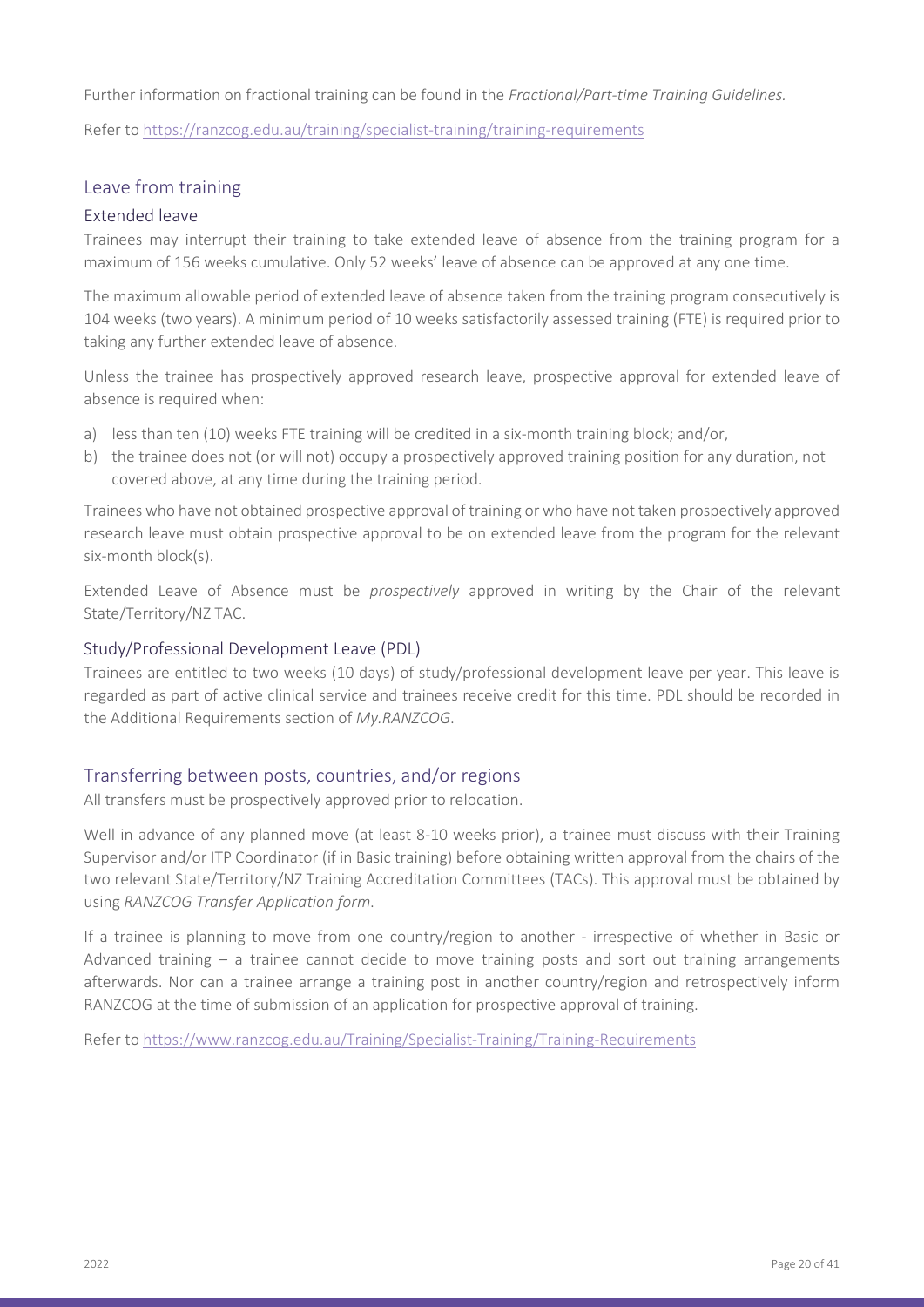Further information on fractional training can be found in the *Fractional/Part-time Training Guidelines.*

Refer to https://ranzcog.edu.au/training/specialist-training/training-requirements

## Leave from training

### Extended leave

Trainees may interrupt their training to take extended leave of absence from the training program for a maximum of 156 weeks cumulative. Only 52 weeks' leave of absence can be approved at any one time.

The maximum allowable period of extended leave of absence taken from the training program consecutively is 104 weeks (two years). A minimum period of 10 weeks satisfactorily assessed training (FTE) is required prior to taking any further extended leave of absence.

Unless the trainee has prospectively approved research leave, prospective approval for extended leave of absence is required when:

a) less than ten (10) weeks FTE training will be credited in a six-month training block; and/or,
b) the trainee does not (or will not) occupy a prospectively approved training position for any duration, not covered above, at any time during the training period.

Trainees who have not obtained prospective approval of training or who have not taken prospectively approved research leave must obtain prospective approval to be on extended leave from the program for the relevant six-month block(s).

Extended Leave of Absence must be *prospectively* approved in writing by the Chair of the relevant State/Territory/NZ TAC.

### Study/Professional Development Leave (PDL)

Trainees are entitled to two weeks (10 days) of study/professional development leave per year. This leave is regarded as part of active clinical service and trainees receive credit for this time. PDL should be recorded in the Additional Requirements section of *My.RANZCOG*.

## Transferring between posts, countries, and/or regions

All transfers must be prospectively approved prior to relocation.

Well in advance of any planned move (at least 8-10 weeks prior), a trainee must discuss with their Training Supervisor and/or ITP Coordinator (if in Basic training) before obtaining written approval from the chairs of the two relevant State/Territory/NZ Training Accreditation Committees (TACs). This approval must be obtained by using *RANZCOG Transfer Application form*.

If a trainee is planning to move from one country/region to another - irrespective of whether in Basic or Advanced training – a trainee cannot decide to move training posts and sort out training arrangements afterwards. Nor can a trainee arrange a training post in another country/region and retrospectively inform RANZCOG at the time of submission of an application for prospective approval of training.

Refer to https://www.ranzcog.edu.au/Training/Specialist-Training/Training-Requirements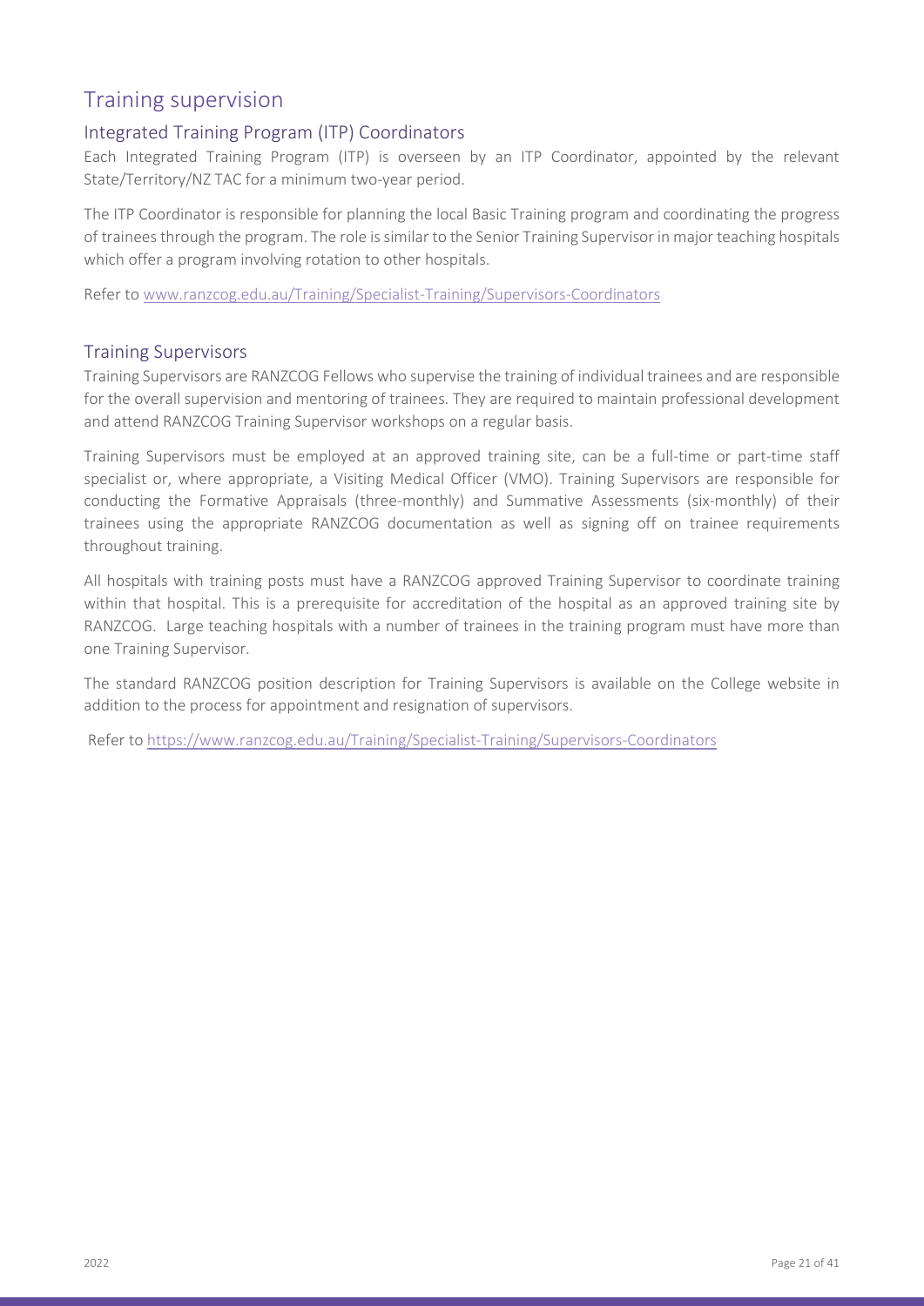# Training supervision

## Integrated Training Program (ITP) Coordinators

Each Integrated Training Program (ITP) is overseen by an ITP Coordinator, appointed by the relevant State/Territory/NZ TAC for a minimum two-year period.

The ITP Coordinator is responsible for planning the local Basic Training program and coordinating the progress of trainees through the program. The role is similar to the Senior Training Supervisor in major teaching hospitals which offer a program involving rotation to other hospitals.

Refer to www.ranzcog.edu.au/Training/Specialist-Training/Supervisors-Coordinators

## Training Supervisors

Training Supervisors are RANZCOG Fellows who supervise the training of individual trainees and are responsible for the overall supervision and mentoring of trainees. They are required to maintain professional development and attend RANZCOG Training Supervisor workshops on a regular basis.

Training Supervisors must be employed at an approved training site, can be a full-time or part-time staff specialist or, where appropriate, a Visiting Medical Officer (VMO). Training Supervisors are responsible for conducting the Formative Appraisals (three-monthly) and Summative Assessments (six-monthly) of their trainees using the appropriate RANZCOG documentation as well as signing off on trainee requirements throughout training.

All hospitals with training posts must have a RANZCOG approved Training Supervisor to coordinate training within that hospital. This is a prerequisite for accreditation of the hospital as an approved training site by RANZCOG. Large teaching hospitals with a number of trainees in the training program must have more than one Training Supervisor.

The standard RANZCOG position description for Training Supervisors is available on the College website in addition to the process for appointment and resignation of supervisors.

Refer to https://www.ranzcog.edu.au/Training/Specialist-Training/Supervisors-Coordinators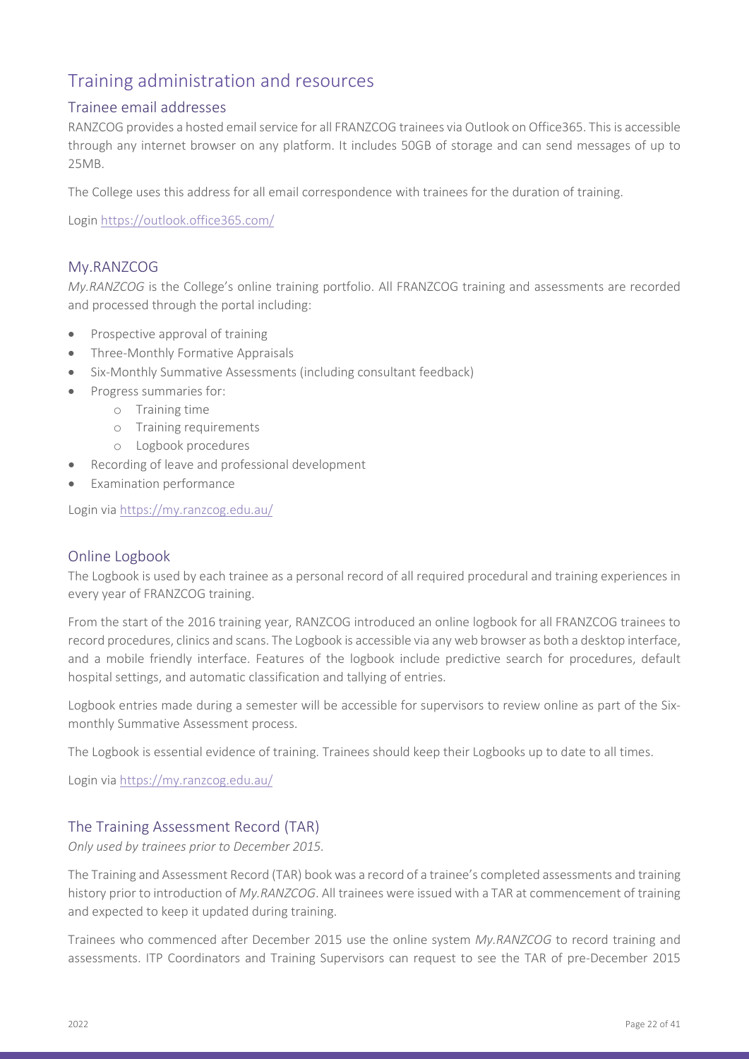# Training administration and resources

## Trainee email addresses

RANZCOG provides a hosted email service for all FRANZCOG trainees via Outlook on Office365. This is accessible through any internet browser on any platform. It includes 50GB of storage and can send messages of up to 25MB.

The College uses this address for all email correspondence with trainees for the duration of training.

Login https://outlook.office365.com/

## My.RANZCOG

*My.RANZCOG* is the College's online training portfolio. All FRANZCOG training and assessments are recorded and processed through the portal including:

- Prospective approval of training
- Three-Monthly Formative Appraisals
- Six-Monthly Summative Assessments (including consultant feedback)
- Progress summaries for:
  - Training time
  - Training requirements
  - Logbook procedures
- Recording of leave and professional development
- Examination performance

Login via https://my.ranzcog.edu.au/

## Online Logbook

The Logbook is used by each trainee as a personal record of all required procedural and training experiences in every year of FRANZCOG training.

From the start of the 2016 training year, RANZCOG introduced an online logbook for all FRANZCOG trainees to record procedures, clinics and scans. The Logbook is accessible via any web browser as both a desktop interface, and a mobile friendly interface. Features of the logbook include predictive search for procedures, default hospital settings, and automatic classification and tallying of entries.

Logbook entries made during a semester will be accessible for supervisors to review online as part of the Six-monthly Summative Assessment process.

The Logbook is essential evidence of training. Trainees should keep their Logbooks up to date to all times.

Login via https://my.ranzcog.edu.au/

## The Training Assessment Record (TAR)

*Only used by trainees prior to December 2015.*

The Training and Assessment Record (TAR) book was a record of a trainee's completed assessments and training history prior to introduction of *My.RANZCOG*. All trainees were issued with a TAR at commencement of training and expected to keep it updated during training.

Trainees who commenced after December 2015 use the online system *My.RANZCOG* to record training and assessments. ITP Coordinators and Training Supervisors can request to see the TAR of pre-December 2015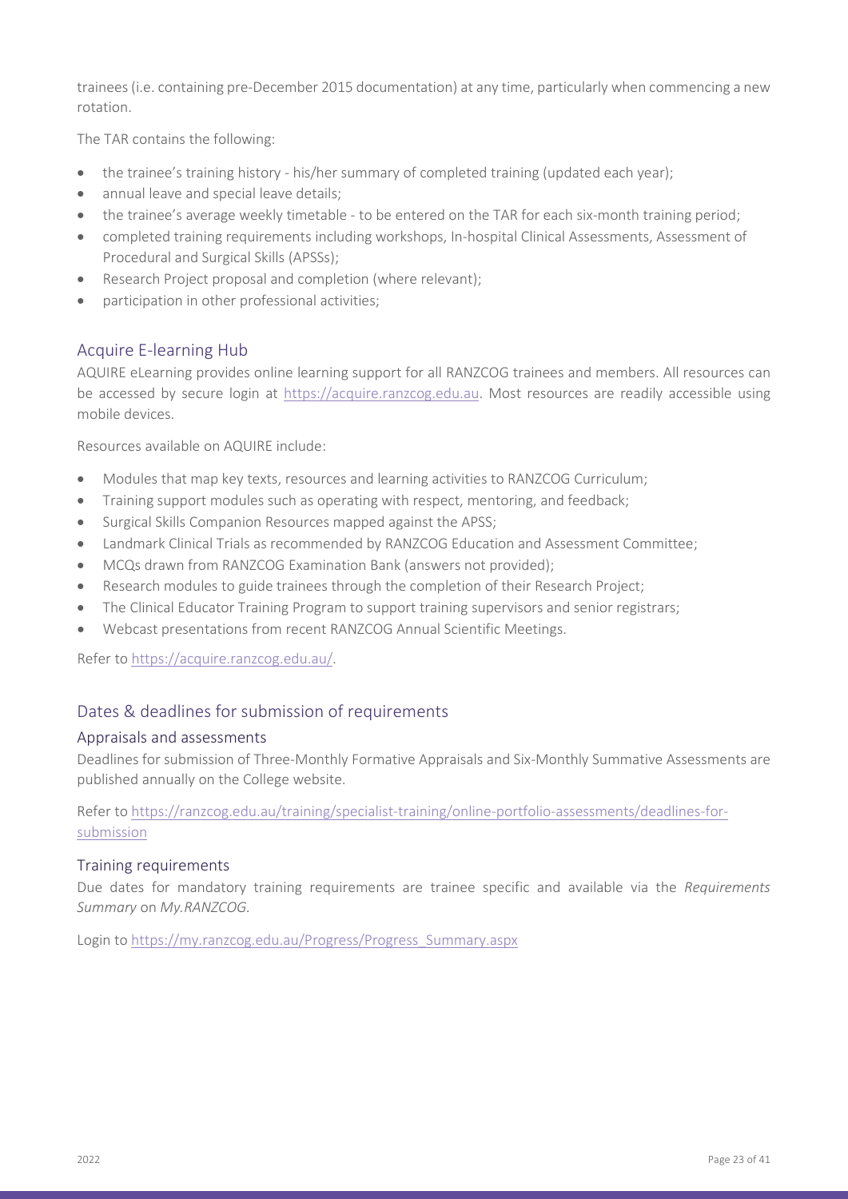trainees (i.e. containing pre-December 2015 documentation) at any time, particularly when commencing a new rotation.

The TAR contains the following:

- the trainee's training history - his/her summary of completed training (updated each year);
- annual leave and special leave details;
- the trainee's average weekly timetable - to be entered on the TAR for each six-month training period;
- completed training requirements including workshops, In-hospital Clinical Assessments, Assessment of Procedural and Surgical Skills (APSSs);
- Research Project proposal and completion (where relevant);
- participation in other professional activities;

## Acquire E-learning Hub

AQUIRE eLearning provides online learning support for all RANZCOG trainees and members. All resources can be accessed by secure login at https://acquire.ranzcog.edu.au. Most resources are readily accessible using mobile devices.

Resources available on AQUIRE include:

- Modules that map key texts, resources and learning activities to RANZCOG Curriculum;
- Training support modules such as operating with respect, mentoring, and feedback;
- Surgical Skills Companion Resources mapped against the APSS;
- Landmark Clinical Trials as recommended by RANZCOG Education and Assessment Committee;
- MCQs drawn from RANZCOG Examination Bank (answers not provided);
- Research modules to guide trainees through the completion of their Research Project;
- The Clinical Educator Training Program to support training supervisors and senior registrars;
- Webcast presentations from recent RANZCOG Annual Scientific Meetings.

Refer to https://acquire.ranzcog.edu.au/.

## Dates & deadlines for submission of requirements

### Appraisals and assessments

Deadlines for submission of Three-Monthly Formative Appraisals and Six-Monthly Summative Assessments are published annually on the College website.

Refer to https://ranzcog.edu.au/training/specialist-training/online-portfolio-assessments/deadlines-for-submission

### Training requirements

Due dates for mandatory training requirements are trainee specific and available via the *Requirements Summary* on *My.RANZCOG.*

Login to https://my.ranzcog.edu.au/Progress/Progress_Summary.aspx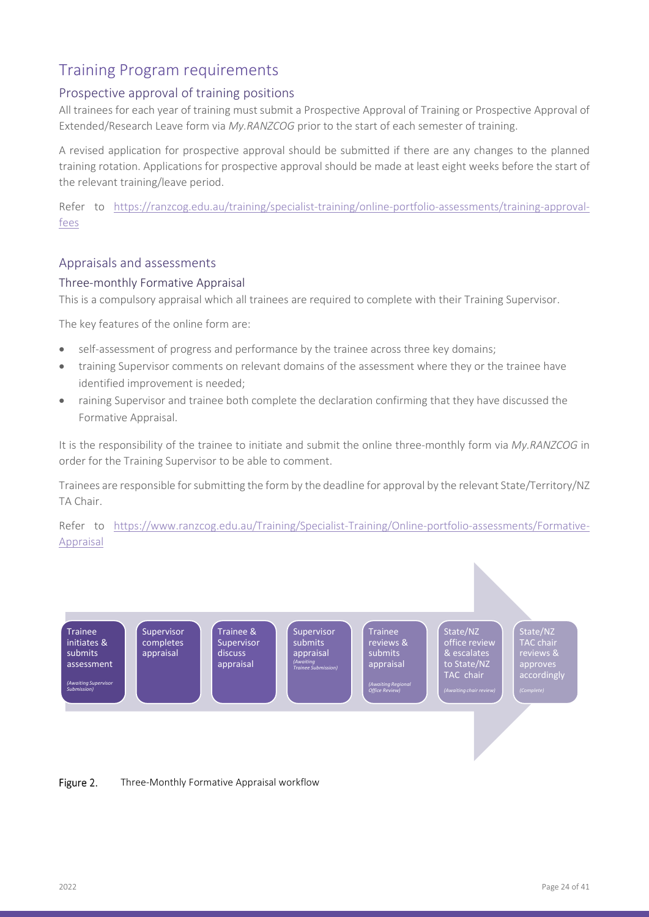# Training Program requirements

## Prospective approval of training positions

All trainees for each year of training must submit a Prospective Approval of Training or Prospective Approval of Extended/Research Leave form via *My.RANZCOG* prior to the start of each semester of training.

A revised application for prospective approval should be submitted if there are any changes to the planned training rotation. Applications for prospective approval should be made at least eight weeks before the start of the relevant training/leave period.

Refer to https://ranzcog.edu.au/training/specialist-training/online-portfolio-assessments/training-approval-fees

## Appraisals and assessments

### Three-monthly Formative Appraisal

This is a compulsory appraisal which all trainees are required to complete with their Training Supervisor.

The key features of the online form are:

- self-assessment of progress and performance by the trainee across three key domains;
- training Supervisor comments on relevant domains of the assessment where they or the trainee have identified improvement is needed;
- raining Supervisor and trainee both complete the declaration confirming that they have discussed the Formative Appraisal.

It is the responsibility of the trainee to initiate and submit the online three-monthly form via *My.RANZCOG* in order for the Training Supervisor to be able to comment.

Trainees are responsible for submitting the form by the deadline for approval by the relevant State/Territory/NZ TA Chair.

Refer to https://www.ranzcog.edu.au/Training/Specialist-Training/Online-portfolio-assessments/Formative-Appraisal

Trainee initiates & submits assessment *(Awaiting Supervisor Submission)* → Supervisor completes appraisal → Trainee & Supervisor discuss appraisal → Supervisor submits appraisal *(Awaiting Trainee Submission)* → Trainee reviews & submits appraisal *(Awaiting Regional Office Review)* → State/NZ office review & escalates to State/NZ TAC chair *(Awaiting chair review)* → State/NZ TAC chair reviews & approves accordingly *(Complete)*

**Figure 2.** Three-Monthly Formative Appraisal workflow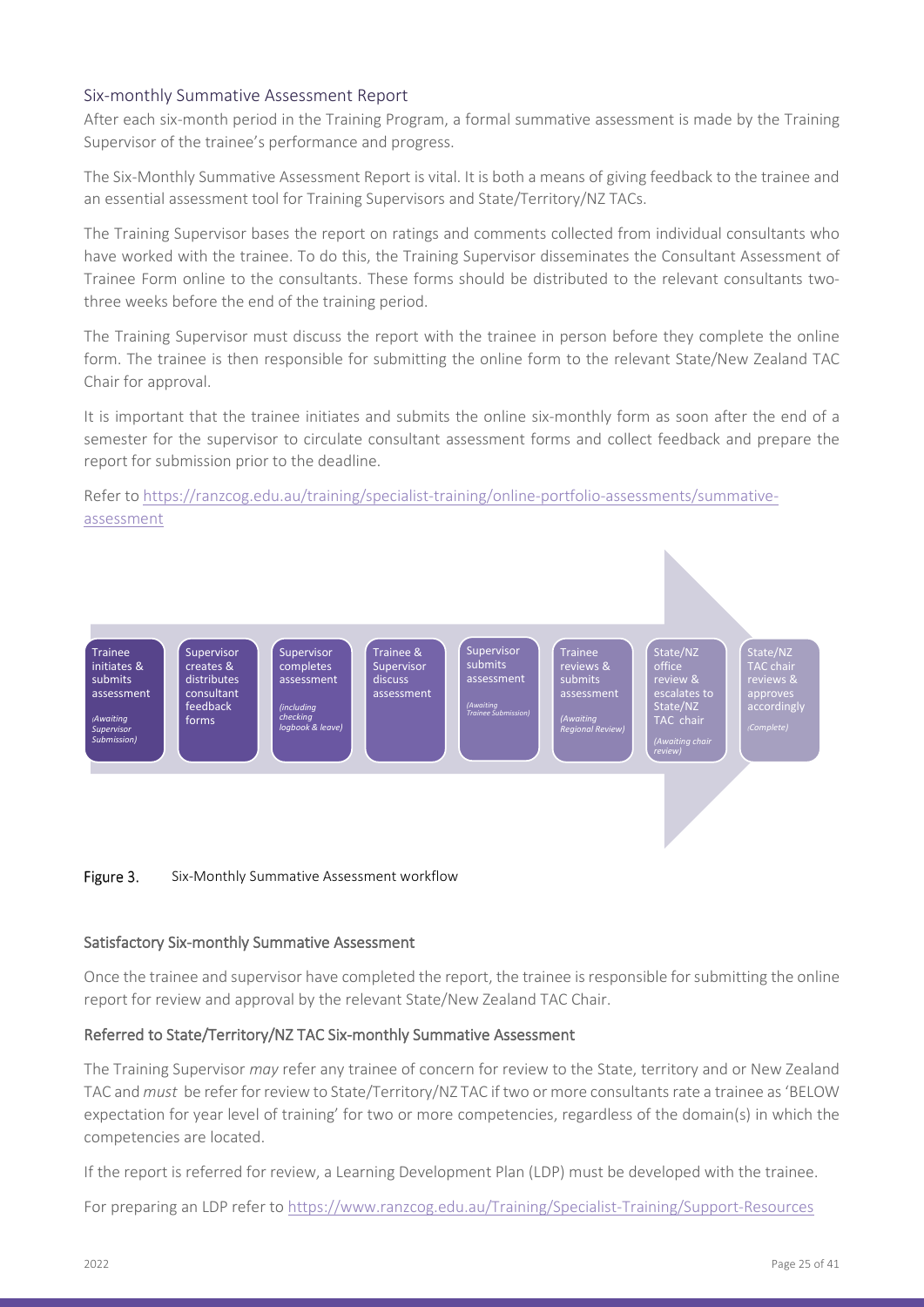## Six-monthly Summative Assessment Report

After each six-month period in the Training Program, a formal summative assessment is made by the Training Supervisor of the trainee's performance and progress.

The Six-Monthly Summative Assessment Report is vital. It is both a means of giving feedback to the trainee and an essential assessment tool for Training Supervisors and State/Territory/NZ TACs.

The Training Supervisor bases the report on ratings and comments collected from individual consultants who have worked with the trainee. To do this, the Training Supervisor disseminates the Consultant Assessment of Trainee Form online to the consultants. These forms should be distributed to the relevant consultants two-three weeks before the end of the training period.

The Training Supervisor must discuss the report with the trainee in person before they complete the online form. The trainee is then responsible for submitting the online form to the relevant State/New Zealand TAC Chair for approval.

It is important that the trainee initiates and submits the online six-monthly form as soon after the end of a semester for the supervisor to circulate consultant assessment forms and collect feedback and prepare the report for submission prior to the deadline.

Refer to https://ranzcog.edu.au/training/specialist-training/online-portfolio-assessments/summative-assessment

Trainee initiates & submits assessment *(Awaiting Supervisor Submission)* → Supervisor creates & distributes consultant feedback forms → Supervisor completes assessment *(including checking logbook & leave)* → Trainee & Supervisor discuss assessment → Supervisor submits assessment *(Awaiting Trainee Submission)* → Trainee reviews & submits assessment *(Awaiting Regional Review)* → State/NZ office review & escalates to State/NZ TAC chair *(Awaiting chair review)* → State/NZ TAC chair reviews & approves accordingly *(Complete)*

**Figure 3.** Six-Monthly Summative Assessment workflow

### Satisfactory Six-monthly Summative Assessment

Once the trainee and supervisor have completed the report, the trainee is responsible for submitting the online report for review and approval by the relevant State/New Zealand TAC Chair.

### Referred to State/Territory/NZ TAC Six-monthly Summative Assessment

The Training Supervisor *may* refer any trainee of concern for review to the State, territory and or New Zealand TAC and *must* be refer for review to State/Territory/NZ TAC if two or more consultants rate a trainee as 'BELOW expectation for year level of training' for two or more competencies, regardless of the domain(s) in which the competencies are located.

If the report is referred for review, a Learning Development Plan (LDP) must be developed with the trainee.

For preparing an LDP refer to https://www.ranzcog.edu.au/Training/Specialist-Training/Support-Resources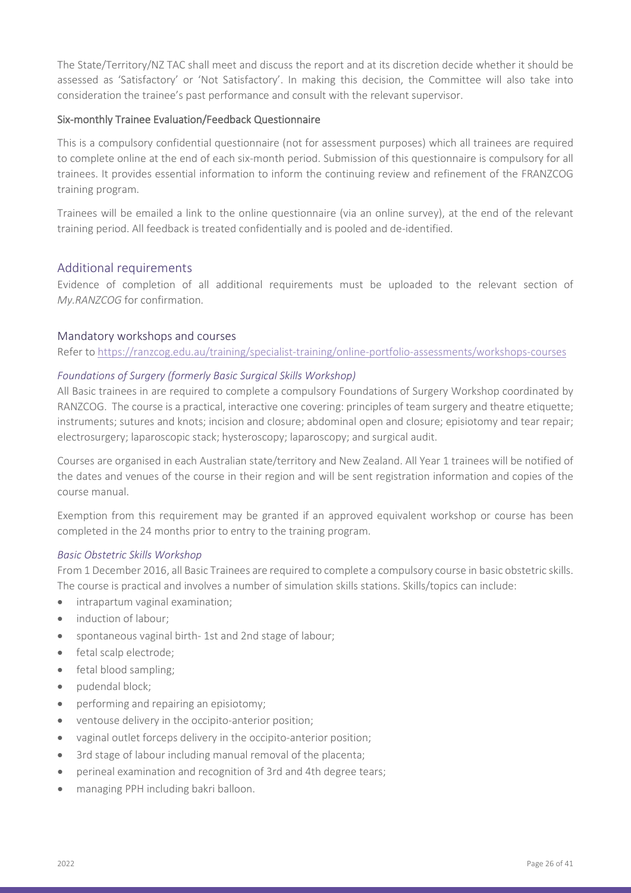The State/Territory/NZ TAC shall meet and discuss the report and at its discretion decide whether it should be assessed as 'Satisfactory' or 'Not Satisfactory'. In making this decision, the Committee will also take into consideration the trainee's past performance and consult with the relevant supervisor.

#### Six-monthly Trainee Evaluation/Feedback Questionnaire

This is a compulsory confidential questionnaire (not for assessment purposes) which all trainees are required to complete online at the end of each six-month period. Submission of this questionnaire is compulsory for all trainees. It provides essential information to inform the continuing review and refinement of the FRANZCOG training program.

Trainees will be emailed a link to the online questionnaire (via an online survey), at the end of the relevant training period. All feedback is treated confidentially and is pooled and de-identified.

## Additional requirements

Evidence of completion of all additional requirements must be uploaded to the relevant section of *My.RANZCOG* for confirmation.

### Mandatory workshops and courses

Refer to https://ranzcog.edu.au/training/specialist-training/online-portfolio-assessments/workshops-courses

#### *Foundations of Surgery (formerly Basic Surgical Skills Workshop)*

All Basic trainees in are required to complete a compulsory Foundations of Surgery Workshop coordinated by RANZCOG. The course is a practical, interactive one covering: principles of team surgery and theatre etiquette; instruments; sutures and knots; incision and closure; abdominal open and closure; episiotomy and tear repair; electrosurgery; laparoscopic stack; hysteroscopy; laparoscopy; and surgical audit.

Courses are organised in each Australian state/territory and New Zealand. All Year 1 trainees will be notified of the dates and venues of the course in their region and will be sent registration information and copies of the course manual.

Exemption from this requirement may be granted if an approved equivalent workshop or course has been completed in the 24 months prior to entry to the training program.

#### *Basic Obstetric Skills Workshop*

From 1 December 2016, all Basic Trainees are required to complete a compulsory course in basic obstetric skills. The course is practical and involves a number of simulation skills stations. Skills/topics can include:

- intrapartum vaginal examination;
- induction of labour;
- spontaneous vaginal birth- 1st and 2nd stage of labour;
- fetal scalp electrode;
- fetal blood sampling;
- pudendal block;
- performing and repairing an episiotomy;
- ventouse delivery in the occipito-anterior position;
- vaginal outlet forceps delivery in the occipito-anterior position;
- 3rd stage of labour including manual removal of the placenta;
- perineal examination and recognition of 3rd and 4th degree tears;
- managing PPH including bakri balloon.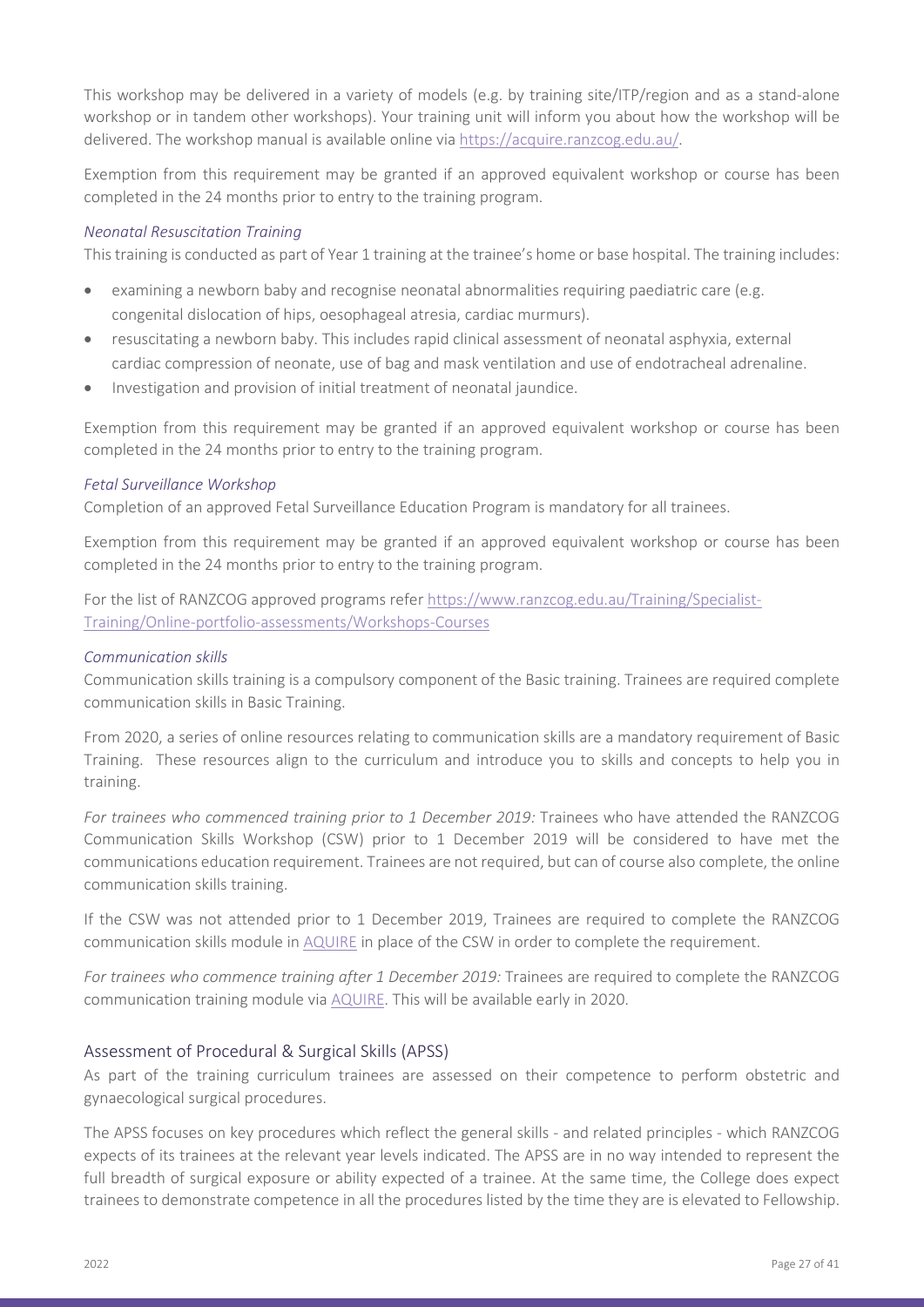This workshop may be delivered in a variety of models (e.g. by training site/ITP/region and as a stand-alone workshop or in tandem other workshops). Your training unit will inform you about how the workshop will be delivered. The workshop manual is available online via [https://acquire.ranzcog.edu.au/](https://acquire.ranzcog.edu.au/).

Exemption from this requirement may be granted if an approved equivalent workshop or course has been completed in the 24 months prior to entry to the training program.

*Neonatal Resuscitation Training*

This training is conducted as part of Year 1 training at the trainee's home or base hospital. The training includes:

- examining a newborn baby and recognise neonatal abnormalities requiring paediatric care (e.g. congenital dislocation of hips, oesophageal atresia, cardiac murmurs).
- resuscitating a newborn baby. This includes rapid clinical assessment of neonatal asphyxia, external cardiac compression of neonate, use of bag and mask ventilation and use of endotracheal adrenaline.
- Investigation and provision of initial treatment of neonatal jaundice.

Exemption from this requirement may be granted if an approved equivalent workshop or course has been completed in the 24 months prior to entry to the training program.

*Fetal Surveillance Workshop*

Completion of an approved Fetal Surveillance Education Program is mandatory for all trainees.

Exemption from this requirement may be granted if an approved equivalent workshop or course has been completed in the 24 months prior to entry to the training program.

For the list of RANZCOG approved programs refer [https://www.ranzcog.edu.au/Training/Specialist-Training/Online-portfolio-assessments/Workshops-Courses](https://www.ranzcog.edu.au/Training/Specialist-Training/Online-portfolio-assessments/Workshops-Courses)

*Communication skills*

Communication skills training is a compulsory component of the Basic training. Trainees are required complete communication skills in Basic Training.

From 2020, a series of online resources relating to communication skills are a mandatory requirement of Basic Training. These resources align to the curriculum and introduce you to skills and concepts to help you in training.

*For trainees who commenced training prior to 1 December 2019:* Trainees who have attended the RANZCOG Communication Skills Workshop (CSW) prior to 1 December 2019 will be considered to have met the communications education requirement. Trainees are not required, but can of course also complete, the online communication skills training.

If the CSW was not attended prior to 1 December 2019, Trainees are required to complete the RANZCOG communication skills module in AQUIRE in place of the CSW in order to complete the requirement.

*For trainees who commence training after 1 December 2019:* Trainees are required to complete the RANZCOG communication training module via AQUIRE. This will be available early in 2020.

## Assessment of Procedural & Surgical Skills (APSS)

As part of the training curriculum trainees are assessed on their competence to perform obstetric and gynaecological surgical procedures.

The APSS focuses on key procedures which reflect the general skills - and related principles - which RANZCOG expects of its trainees at the relevant year levels indicated. The APSS are in no way intended to represent the full breadth of surgical exposure or ability expected of a trainee. At the same time, the College does expect trainees to demonstrate competence in all the procedures listed by the time they are is elevated to Fellowship.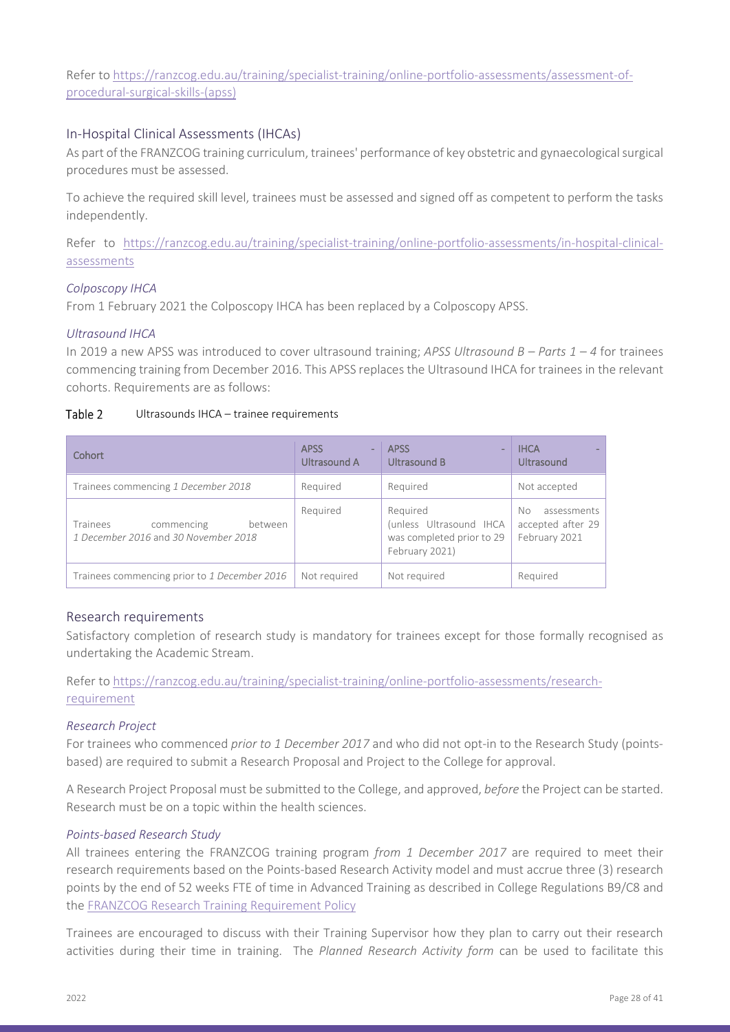Refer to [https://ranzcog.edu.au/training/specialist-training/online-portfolio-assessments/assessment-of-procedural-surgical-skills-(apss)](https://ranzcog.edu.au/training/specialist-training/online-portfolio-assessments/assessment-of-procedural-surgical-skills-(apss))

## In-Hospital Clinical Assessments (IHCAs)

As part of the FRANZCOG training curriculum, trainees' performance of key obstetric and gynaecological surgical procedures must be assessed.

To achieve the required skill level, trainees must be assessed and signed off as competent to perform the tasks independently.

Refer to [https://ranzcog.edu.au/training/specialist-training/online-portfolio-assessments/in-hospital-clinical-assessments](https://ranzcog.edu.au/training/specialist-training/online-portfolio-assessments/in-hospital-clinical-assessments)

### *Colposcopy IHCA*

From 1 February 2021 the Colposcopy IHCA has been replaced by a Colposcopy APSS.

### *Ultrasound IHCA*

In 2019 a new APSS was introduced to cover ultrasound training; *APSS Ultrasound B – Parts 1 – 4* for trainees commencing training from December 2016. This APSS replaces the Ultrasound IHCA for trainees in the relevant cohorts. Requirements are as follows:

**Table 2** Ultrasounds IHCA – trainee requirements

| Cohort | APSS - Ultrasound A | APSS - Ultrasound B | IHCA - Ultrasound |
|---|---|---|---|
| Trainees commencing *1 December 2018* | Required | Required | Not accepted |
| Trainees commencing between *1 December 2016* and *30 November 2018* | Required | Required (unless Ultrasound IHCA was completed prior to 29 February 2021) | No assessments accepted after 29 February 2021 |
| Trainees commencing prior to *1 December 2016* | Not required | Not required | Required |

## Research requirements

Satisfactory completion of research study is mandatory for trainees except for those formally recognised as undertaking the Academic Stream.

Refer to [https://ranzcog.edu.au/training/specialist-training/online-portfolio-assessments/research-requirement](https://ranzcog.edu.au/training/specialist-training/online-portfolio-assessments/research-requirement)

### *Research Project*

For trainees who commenced *prior to 1 December 2017* and who did not opt-in to the Research Study (points-based) are required to submit a Research Proposal and Project to the College for approval.

A Research Project Proposal must be submitted to the College, and approved, *before* the Project can be started. Research must be on a topic within the health sciences.

### *Points-based Research Study*

All trainees entering the FRANZCOG training program *from 1 December 2017* are required to meet their research requirements based on the Points-based Research Activity model and must accrue three (3) research points by the end of 52 weeks FTE of time in Advanced Training as described in College Regulations B9/C8 and the FRANZCOG Research Training Requirement Policy

Trainees are encouraged to discuss with their Training Supervisor how they plan to carry out their research activities during their time in training. The *Planned Research Activity form* can be used to facilitate this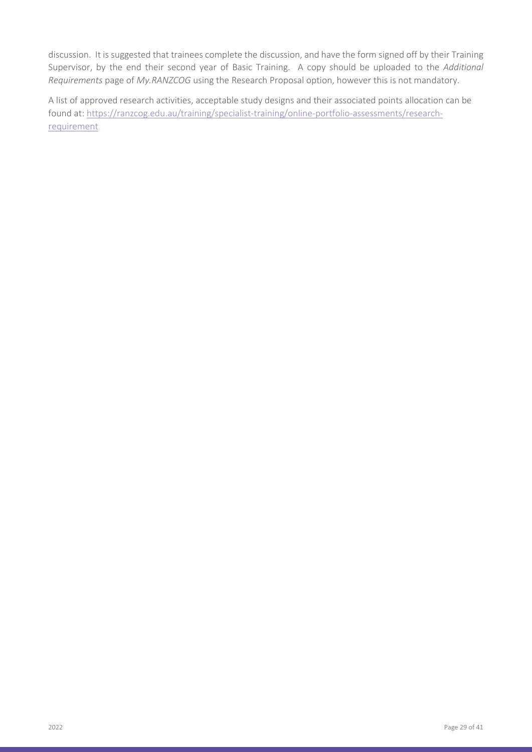discussion. It is suggested that trainees complete the discussion, and have the form signed off by their Training Supervisor, by the end their second year of Basic Training. A copy should be uploaded to the *Additional Requirements* page of *My.RANZCOG* using the Research Proposal option, however this is not mandatory.

A list of approved research activities, acceptable study designs and their associated points allocation can be found at: [https://ranzcog.edu.au/training/specialist-training/online-portfolio-assessments/research-requirement](https://ranzcog.edu.au/training/specialist-training/online-portfolio-assessments/research-requirement)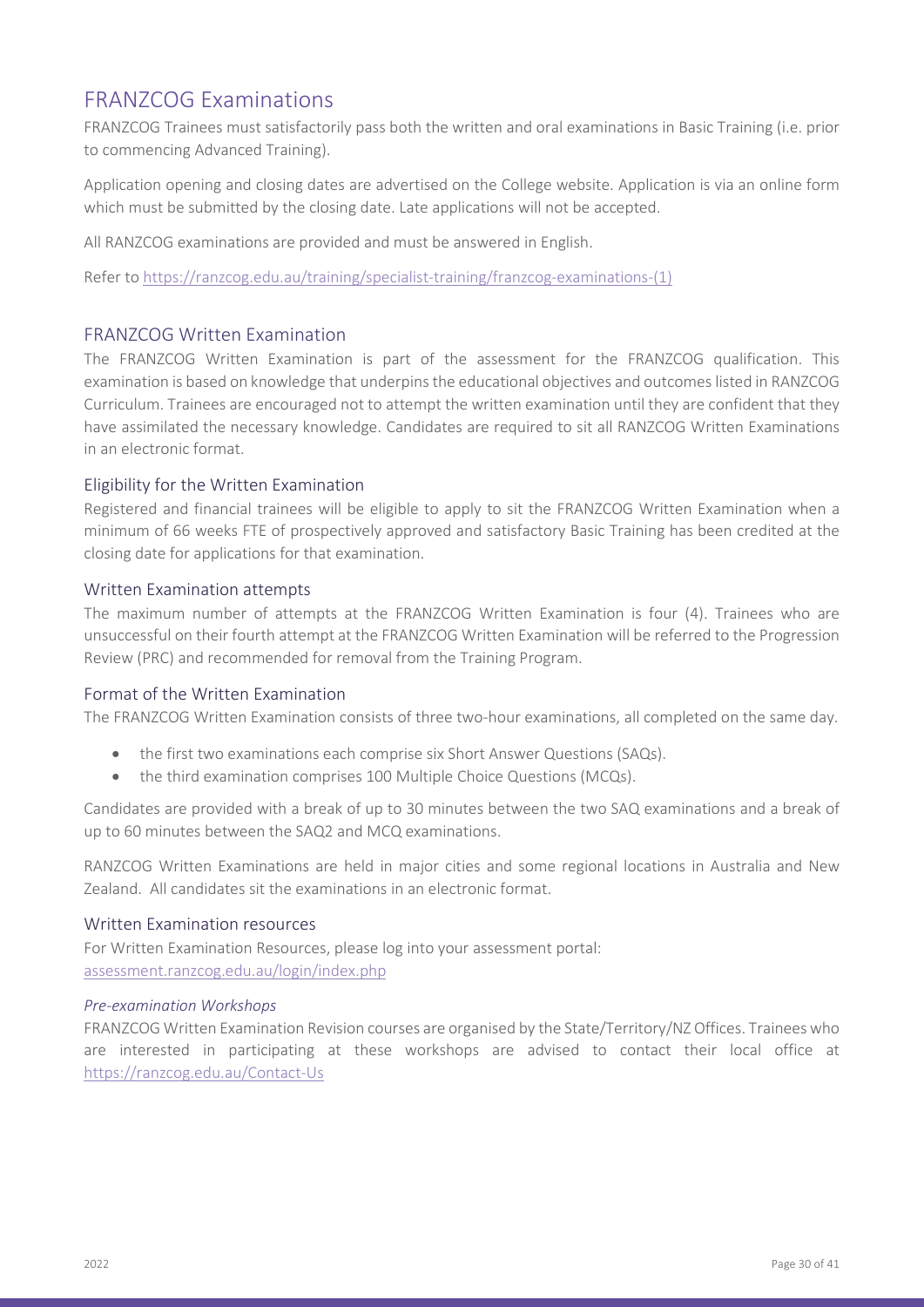# FRANZCOG Examinations

FRANZCOG Trainees must satisfactorily pass both the written and oral examinations in Basic Training (i.e. prior to commencing Advanced Training).

Application opening and closing dates are advertised on the College website. Application is via an online form which must be submitted by the closing date. Late applications will not be accepted.

All RANZCOG examinations are provided and must be answered in English.

Refer to https://ranzcog.edu.au/training/specialist-training/franzcog-examinations-(1)

## FRANZCOG Written Examination

The FRANZCOG Written Examination is part of the assessment for the FRANZCOG qualification. This examination is based on knowledge that underpins the educational objectives and outcomes listed in RANZCOG Curriculum. Trainees are encouraged not to attempt the written examination until they are confident that they have assimilated the necessary knowledge. Candidates are required to sit all RANZCOG Written Examinations in an electronic format.

### Eligibility for the Written Examination

Registered and financial trainees will be eligible to apply to sit the FRANZCOG Written Examination when a minimum of 66 weeks FTE of prospectively approved and satisfactory Basic Training has been credited at the closing date for applications for that examination.

### Written Examination attempts

The maximum number of attempts at the FRANZCOG Written Examination is four (4). Trainees who are unsuccessful on their fourth attempt at the FRANZCOG Written Examination will be referred to the Progression Review (PRC) and recommended for removal from the Training Program.

### Format of the Written Examination

The FRANZCOG Written Examination consists of three two-hour examinations, all completed on the same day.

- the first two examinations each comprise six Short Answer Questions (SAQs).
- the third examination comprises 100 Multiple Choice Questions (MCQs).

Candidates are provided with a break of up to 30 minutes between the two SAQ examinations and a break of up to 60 minutes between the SAQ2 and MCQ examinations.

RANZCOG Written Examinations are held in major cities and some regional locations in Australia and New Zealand. All candidates sit the examinations in an electronic format.

### Written Examination resources

For Written Examination Resources, please log into your assessment portal:
assessment.ranzcog.edu.au/login/index.php

*Pre-examination Workshops*

FRANZCOG Written Examination Revision courses are organised by the State/Territory/NZ Offices. Trainees who are interested in participating at these workshops are advised to contact their local office at https://ranzcog.edu.au/Contact-Us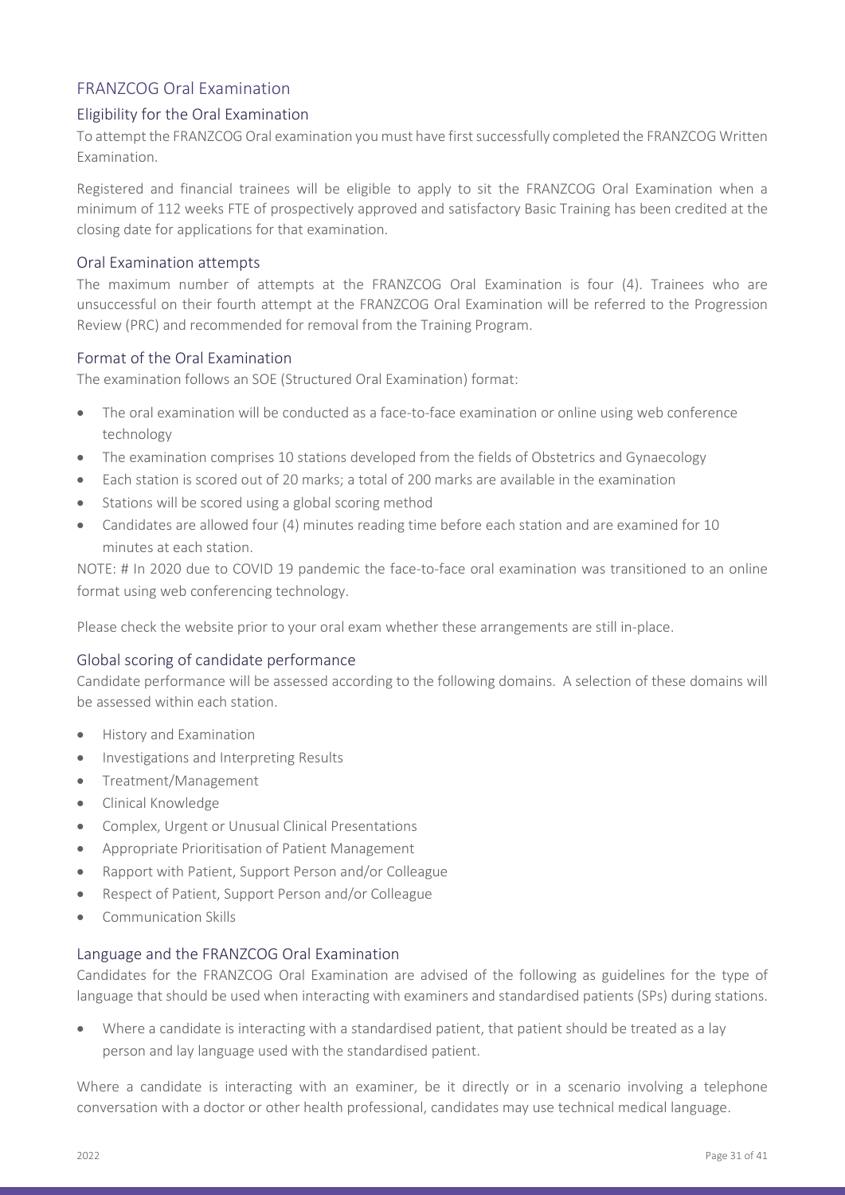## FRANZCOG Oral Examination

### Eligibility for the Oral Examination

To attempt the FRANZCOG Oral examination you must have first successfully completed the FRANZCOG Written Examination.

Registered and financial trainees will be eligible to apply to sit the FRANZCOG Oral Examination when a minimum of 112 weeks FTE of prospectively approved and satisfactory Basic Training has been credited at the closing date for applications for that examination.

### Oral Examination attempts

The maximum number of attempts at the FRANZCOG Oral Examination is four (4). Trainees who are unsuccessful on their fourth attempt at the FRANZCOG Oral Examination will be referred to the Progression Review (PRC) and recommended for removal from the Training Program.

### Format of the Oral Examination

The examination follows an SOE (Structured Oral Examination) format:

- The oral examination will be conducted as a face-to-face examination or online using web conference technology
- The examination comprises 10 stations developed from the fields of Obstetrics and Gynaecology
- Each station is scored out of 20 marks; a total of 200 marks are available in the examination
- Stations will be scored using a global scoring method
- Candidates are allowed four (4) minutes reading time before each station and are examined for 10 minutes at each station.

NOTE: # In 2020 due to COVID 19 pandemic the face-to-face oral examination was transitioned to an online format using web conferencing technology.

Please check the website prior to your oral exam whether these arrangements are still in-place.

### Global scoring of candidate performance

Candidate performance will be assessed according to the following domains. A selection of these domains will be assessed within each station.

- History and Examination
- Investigations and Interpreting Results
- Treatment/Management
- Clinical Knowledge
- Complex, Urgent or Unusual Clinical Presentations
- Appropriate Prioritisation of Patient Management
- Rapport with Patient, Support Person and/or Colleague
- Respect of Patient, Support Person and/or Colleague
- Communication Skills

### Language and the FRANZCOG Oral Examination

Candidates for the FRANZCOG Oral Examination are advised of the following as guidelines for the type of language that should be used when interacting with examiners and standardised patients (SPs) during stations.

- Where a candidate is interacting with a standardised patient, that patient should be treated as a lay person and lay language used with the standardised patient.

Where a candidate is interacting with an examiner, be it directly or in a scenario involving a telephone conversation with a doctor or other health professional, candidates may use technical medical language.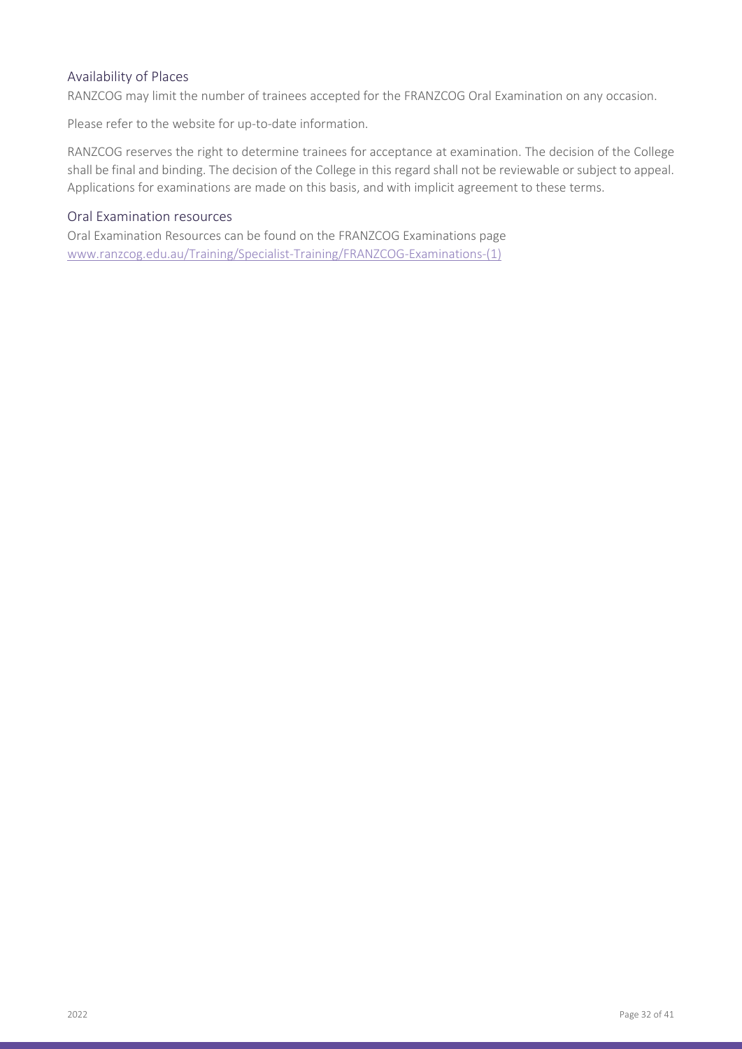## Availability of Places

RANZCOG may limit the number of trainees accepted for the FRANZCOG Oral Examination on any occasion.

Please refer to the website for up-to-date information.

RANZCOG reserves the right to determine trainees for acceptance at examination. The decision of the College shall be final and binding. The decision of the College in this regard shall not be reviewable or subject to appeal. Applications for examinations are made on this basis, and with implicit agreement to these terms.

## Oral Examination resources

Oral Examination Resources can be found on the FRANZCOG Examinations page www.ranzcog.edu.au/Training/Specialist-Training/FRANZCOG-Examinations-(1)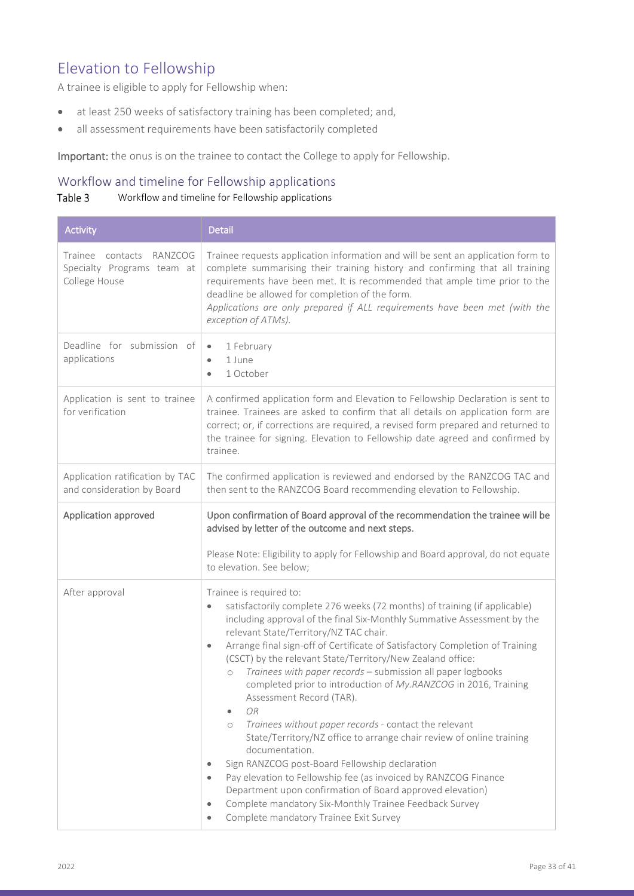# Elevation to Fellowship

A trainee is eligible to apply for Fellowship when:

- at least 250 weeks of satisfactory training has been completed; and,
- all assessment requirements have been satisfactorily completed

**Important:** the onus is on the trainee to contact the College to apply for Fellowship.

## Workflow and timeline for Fellowship applications

Table 3 Workflow and timeline for Fellowship applications

| Activity | Detail |
| --- | --- |
| Trainee contacts RANZCOG Specialty Programs team at College House | Trainee requests application information and will be sent an application form to complete summarising their training history and confirming that all training requirements have been met. It is recommended that ample time prior to the deadline be allowed for completion of the form. *Applications are only prepared if ALL requirements have been met (with the exception of ATMs).* |
| Deadline for submission of applications | • 1 February<br>• 1 June<br>• 1 October |
| Application is sent to trainee for verification | A confirmed application form and Elevation to Fellowship Declaration is sent to trainee. Trainees are asked to confirm that all details on application form are correct; or, if corrections are required, a revised form prepared and returned to the trainee for signing. Elevation to Fellowship date agreed and confirmed by trainee. |
| Application ratification by TAC and consideration by Board | The confirmed application is reviewed and endorsed by the RANZCOG TAC and then sent to the RANZCOG Board recommending elevation to Fellowship. |
| Application approved | Upon confirmation of Board approval of the recommendation the trainee will be advised by letter of the outcome and next steps.<br><br>Please Note: Eligibility to apply for Fellowship and Board approval, do not equate to elevation. See below; |
| After approval | Trainee is required to:<br>• satisfactorily complete 276 weeks (72 months) of training (if applicable) including approval of the final Six-Monthly Summative Assessment by the relevant State/Territory/NZ TAC chair.<br>• Arrange final sign-off of Certificate of Satisfactory Completion of Training (CSCT) by the relevant State/Territory/New Zealand office:<br>&nbsp;&nbsp;○ *Trainees with paper records* – submission all paper logbooks completed prior to introduction of *My.RANZCOG* in 2016, Training Assessment Record (TAR).<br>&nbsp;&nbsp;• *OR*<br>&nbsp;&nbsp;○ *Trainees without paper records* - contact the relevant State/Territory/NZ office to arrange chair review of online training documentation.<br>• Sign RANZCOG post-Board Fellowship declaration<br>• Pay elevation to Fellowship fee (as invoiced by RANZCOG Finance Department upon confirmation of Board approved elevation)<br>• Complete mandatory Six-Monthly Trainee Feedback Survey<br>• Complete mandatory Trainee Exit Survey |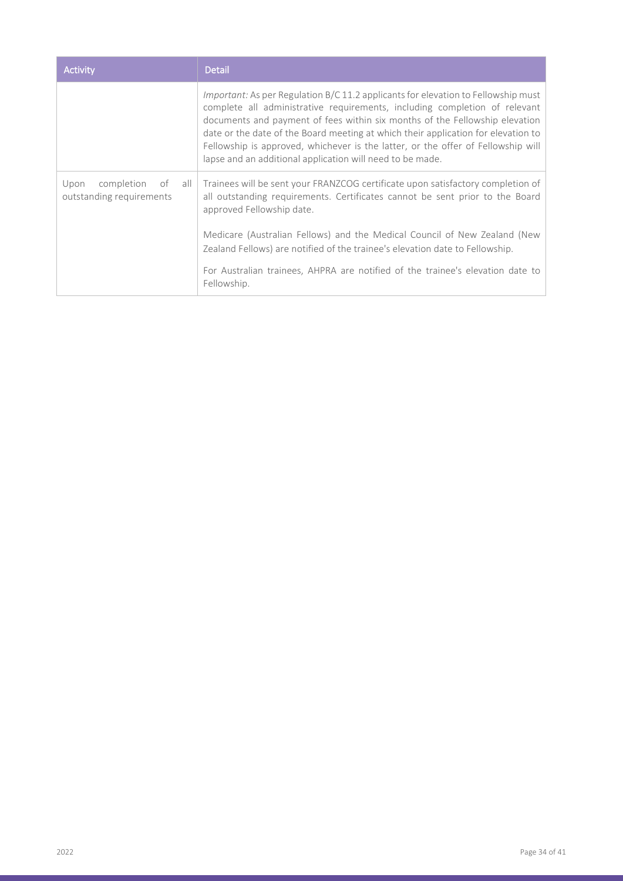| Activity | Detail |
| --- | --- |
| | *Important:* As per Regulation B/C 11.2 applicants for elevation to Fellowship must complete all administrative requirements, including completion of relevant documents and payment of fees within six months of the Fellowship elevation date or the date of the Board meeting at which their application for elevation to Fellowship is approved, whichever is the latter, or the offer of Fellowship will lapse and an additional application will need to be made. |
| Upon completion of all outstanding requirements | Trainees will be sent your FRANZCOG certificate upon satisfactory completion of all outstanding requirements. Certificates cannot be sent prior to the Board approved Fellowship date.<br><br>Medicare (Australian Fellows) and the Medical Council of New Zealand (New Zealand Fellows) are notified of the trainee's elevation date to Fellowship.<br><br>For Australian trainees, AHPRA are notified of the trainee's elevation date to Fellowship. |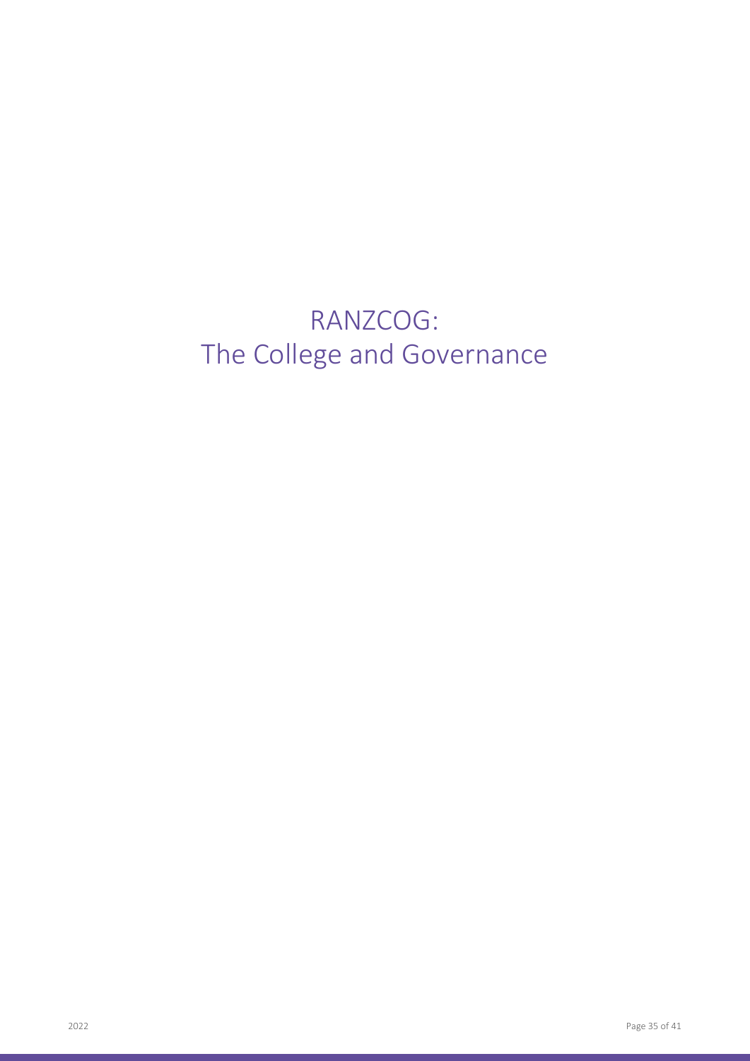# RANZCOG:
# The College and Governance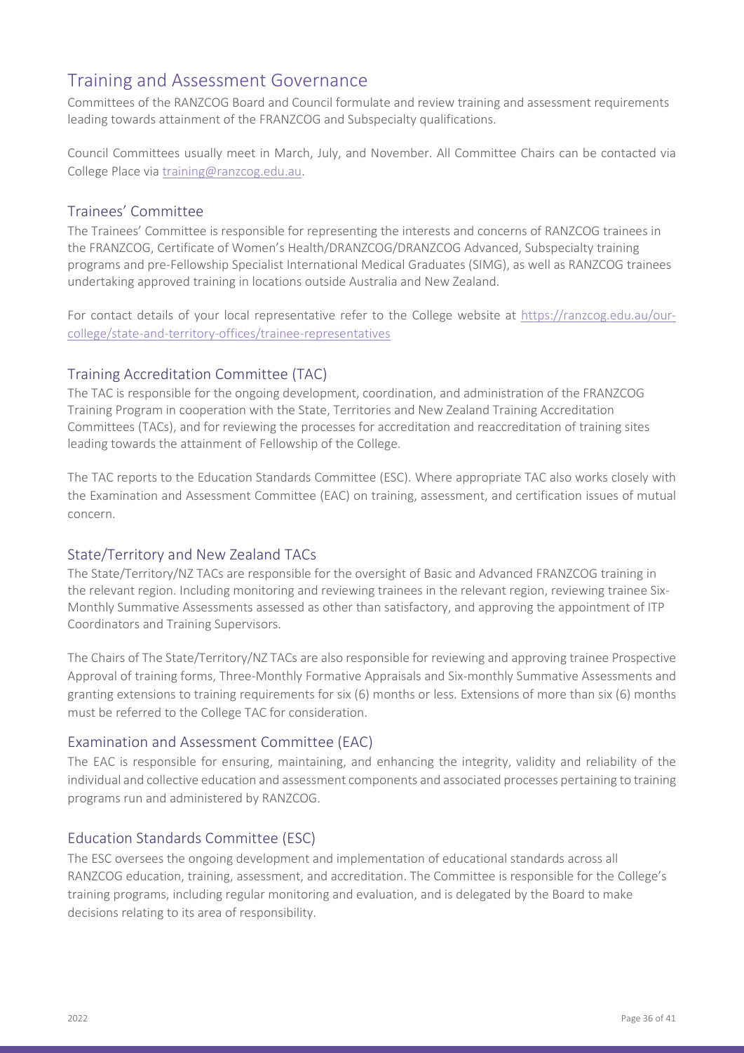# Training and Assessment Governance

Committees of the RANZCOG Board and Council formulate and review training and assessment requirements leading towards attainment of the FRANZCOG and Subspecialty qualifications.

Council Committees usually meet in March, July, and November. All Committee Chairs can be contacted via College Place via training@ranzcog.edu.au.

## Trainees' Committee

The Trainees' Committee is responsible for representing the interests and concerns of RANZCOG trainees in the FRANZCOG, Certificate of Women's Health/DRANZCOG/DRANZCOG Advanced, Subspecialty training programs and pre-Fellowship Specialist International Medical Graduates (SIMG), as well as RANZCOG trainees undertaking approved training in locations outside Australia and New Zealand.

For contact details of your local representative refer to the College website at https://ranzcog.edu.au/our-college/state-and-territory-offices/trainee-representatives

## Training Accreditation Committee (TAC)

The TAC is responsible for the ongoing development, coordination, and administration of the FRANZCOG Training Program in cooperation with the State, Territories and New Zealand Training Accreditation Committees (TACs), and for reviewing the processes for accreditation and reaccreditation of training sites leading towards the attainment of Fellowship of the College.

The TAC reports to the Education Standards Committee (ESC). Where appropriate TAC also works closely with the Examination and Assessment Committee (EAC) on training, assessment, and certification issues of mutual concern.

## State/Territory and New Zealand TACs

The State/Territory/NZ TACs are responsible for the oversight of Basic and Advanced FRANZCOG training in the relevant region. Including monitoring and reviewing trainees in the relevant region, reviewing trainee Six-Monthly Summative Assessments assessed as other than satisfactory, and approving the appointment of ITP Coordinators and Training Supervisors.

The Chairs of The State/Territory/NZ TACs are also responsible for reviewing and approving trainee Prospective Approval of training forms, Three-Monthly Formative Appraisals and Six-monthly Summative Assessments and granting extensions to training requirements for six (6) months or less. Extensions of more than six (6) months must be referred to the College TAC for consideration.

## Examination and Assessment Committee (EAC)

The EAC is responsible for ensuring, maintaining, and enhancing the integrity, validity and reliability of the individual and collective education and assessment components and associated processes pertaining to training programs run and administered by RANZCOG.

## Education Standards Committee (ESC)

The ESC oversees the ongoing development and implementation of educational standards across all RANZCOG education, training, assessment, and accreditation. The Committee is responsible for the College's training programs, including regular monitoring and evaluation, and is delegated by the Board to make decisions relating to its area of responsibility.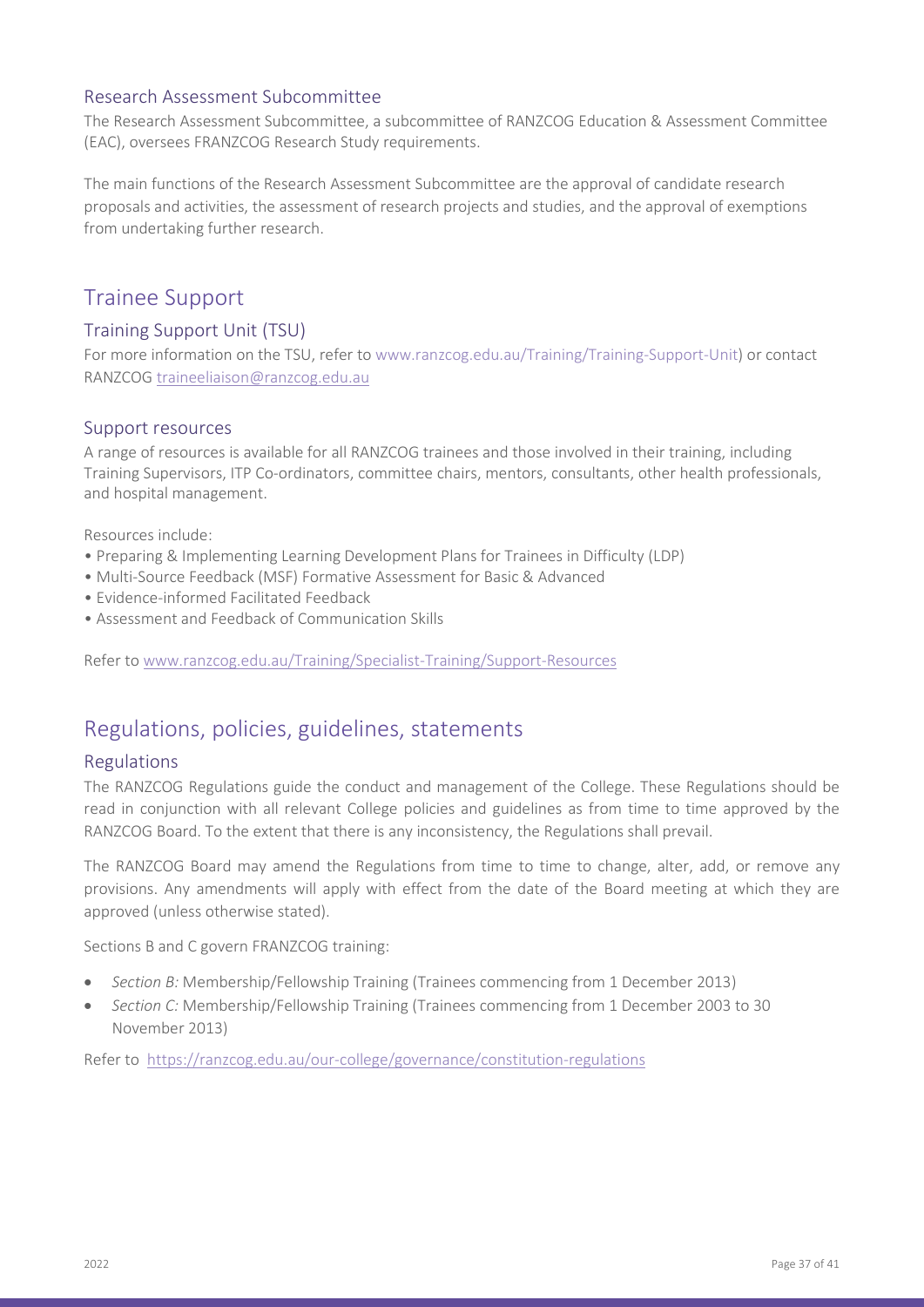### Research Assessment Subcommittee

The Research Assessment Subcommittee, a subcommittee of RANZCOG Education & Assessment Committee (EAC), oversees FRANZCOG Research Study requirements.

The main functions of the Research Assessment Subcommittee are the approval of candidate research proposals and activities, the assessment of research projects and studies, and the approval of exemptions from undertaking further research.

## Trainee Support

### Training Support Unit (TSU)

For more information on the TSU, refer to www.ranzcog.edu.au/Training/Training-Support-Unit) or contact RANZCOG traineeliaison@ranzcog.edu.au

### Support resources

A range of resources is available for all RANZCOG trainees and those involved in their training, including Training Supervisors, ITP Co-ordinators, committee chairs, mentors, consultants, other health professionals, and hospital management.

Resources include:

- Preparing & Implementing Learning Development Plans for Trainees in Difficulty (LDP)
- Multi-Source Feedback (MSF) Formative Assessment for Basic & Advanced
- Evidence-informed Facilitated Feedback
- Assessment and Feedback of Communication Skills

Refer to www.ranzcog.edu.au/Training/Specialist-Training/Support-Resources

## Regulations, policies, guidelines, statements

### Regulations

The RANZCOG Regulations guide the conduct and management of the College. These Regulations should be read in conjunction with all relevant College policies and guidelines as from time to time approved by the RANZCOG Board. To the extent that there is any inconsistency, the Regulations shall prevail.

The RANZCOG Board may amend the Regulations from time to time to change, alter, add, or remove any provisions. Any amendments will apply with effect from the date of the Board meeting at which they are approved (unless otherwise stated).

Sections B and C govern FRANZCOG training:

- *Section B:* Membership/Fellowship Training (Trainees commencing from 1 December 2013)
- *Section C:* Membership/Fellowship Training (Trainees commencing from 1 December 2003 to 30 November 2013)

Refer to https://ranzcog.edu.au/our-college/governance/constitution-regulations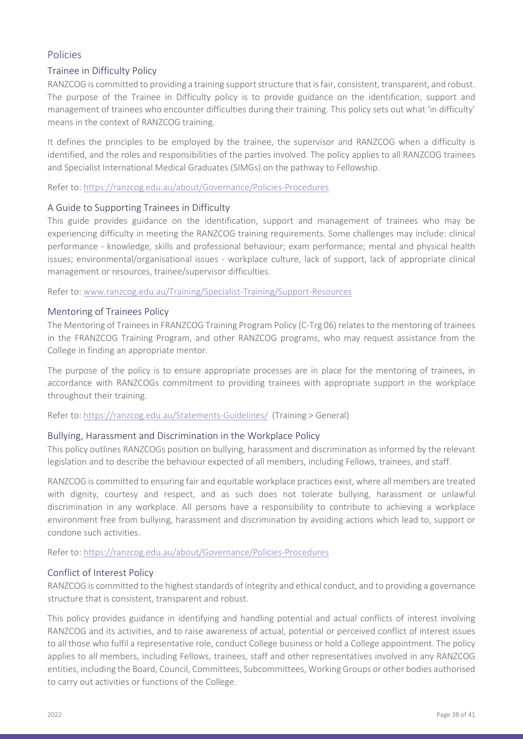## Policies

### Trainee in Difficulty Policy

RANZCOG is committed to providing a training support structure that is fair, consistent, transparent, and robust. The purpose of the Trainee in Difficulty policy is to provide guidance on the identification, support and management of trainees who encounter difficulties during their training. This policy sets out what 'in difficulty' means in the context of RANZCOG training.

It defines the principles to be employed by the trainee, the supervisor and RANZCOG when a difficulty is identified, and the roles and responsibilities of the parties involved. The policy applies to all RANZCOG trainees and Specialist International Medical Graduates (SIMGs) on the pathway to Fellowship.

Refer to: https://ranzcog.edu.au/about/Governance/Policies-Procedures

### A Guide to Supporting Trainees in Difficulty

This guide provides guidance on the identification, support and management of trainees who may be experiencing difficulty in meeting the RANZCOG training requirements. Some challenges may include: clinical performance - knowledge, skills and professional behaviour; exam performance; mental and physical health issues; environmental/organisational issues - workplace culture, lack of support, lack of appropriate clinical management or resources, trainee/supervisor difficulties.

Refer to: www.ranzcog.edu.au/Training/Specialist-Training/Support-Resources

### Mentoring of Trainees Policy

The Mentoring of Trainees in FRANZCOG Training Program Policy (C-Trg 06) relates to the mentoring of trainees in the FRANZCOG Training Program, and other RANZCOG programs, who may request assistance from the College in finding an appropriate mentor.

The purpose of the policy is to ensure appropriate processes are in place for the mentoring of trainees, in accordance with RANZCOGs commitment to providing trainees with appropriate support in the workplace throughout their training.

Refer to: https://ranzcog.edu.au/Statements-Guidelines/ (Training > General)

### Bullying, Harassment and Discrimination in the Workplace Policy

This policy outlines RANZCOGs position on bullying, harassment and discrimination as informed by the relevant legislation and to describe the behaviour expected of all members, including Fellows, trainees, and staff.

RANZCOG is committed to ensuring fair and equitable workplace practices exist, where all members are treated with dignity, courtesy and respect, and as such does not tolerate bullying, harassment or unlawful discrimination in any workplace. All persons have a responsibility to contribute to achieving a workplace environment free from bullying, harassment and discrimination by avoiding actions which lead to, support or condone such activities.

Refer to: https://ranzcog.edu.au/about/Governance/Policies-Procedures

### Conflict of Interest Policy

RANZCOG is committed to the highest standards of integrity and ethical conduct, and to providing a governance structure that is consistent, transparent and robust.

This policy provides guidance in identifying and handling potential and actual conflicts of interest involving RANZCOG and its activities, and to raise awareness of actual, potential or perceived conflict of interest issues to all those who fulfil a representative role, conduct College business or hold a College appointment. The policy applies to all members, including Fellows, trainees, staff and other representatives involved in any RANZCOG entities, including the Board, Council, Committees, Subcommittees, Working Groups or other bodies authorised to carry out activities or functions of the College.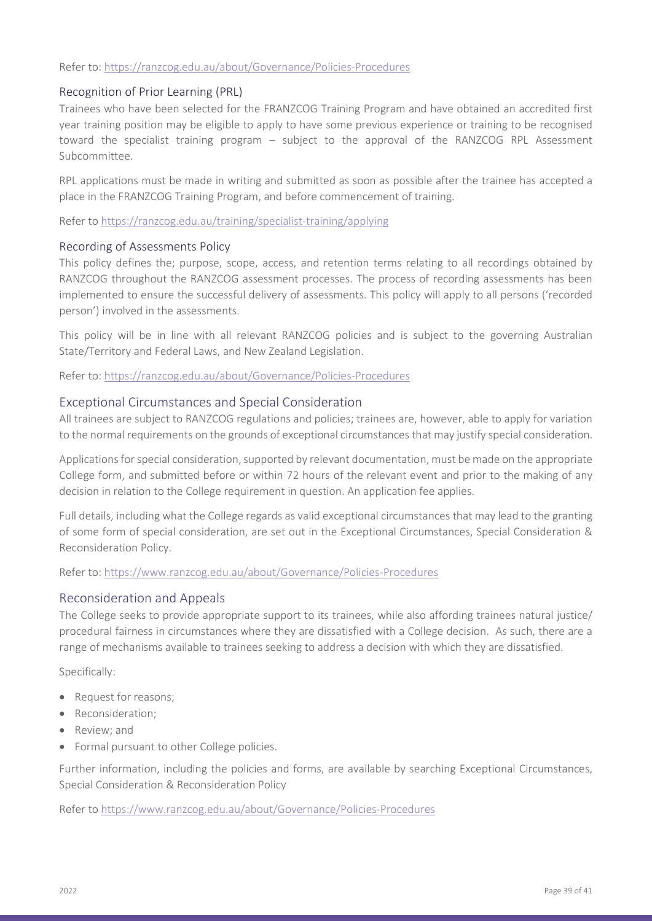Refer to: https://ranzcog.edu.au/about/Governance/Policies-Procedures

## Recognition of Prior Learning (PRL)

Trainees who have been selected for the FRANZCOG Training Program and have obtained an accredited first year training position may be eligible to apply to have some previous experience or training to be recognised toward the specialist training program – subject to the approval of the RANZCOG RPL Assessment Subcommittee.

RPL applications must be made in writing and submitted as soon as possible after the trainee has accepted a place in the FRANZCOG Training Program, and before commencement of training.

Refer to https://ranzcog.edu.au/training/specialist-training/applying

## Recording of Assessments Policy

This policy defines the; purpose, scope, access, and retention terms relating to all recordings obtained by RANZCOG throughout the RANZCOG assessment processes. The process of recording assessments has been implemented to ensure the successful delivery of assessments. This policy will apply to all persons ('recorded person') involved in the assessments.

This policy will be in line with all relevant RANZCOG policies and is subject to the governing Australian State/Territory and Federal Laws, and New Zealand Legislation.

Refer to: https://ranzcog.edu.au/about/Governance/Policies-Procedures

## Exceptional Circumstances and Special Consideration

All trainees are subject to RANZCOG regulations and policies; trainees are, however, able to apply for variation to the normal requirements on the grounds of exceptional circumstances that may justify special consideration.

Applications for special consideration, supported by relevant documentation, must be made on the appropriate College form, and submitted before or within 72 hours of the relevant event and prior to the making of any decision in relation to the College requirement in question. An application fee applies.

Full details, including what the College regards as valid exceptional circumstances that may lead to the granting of some form of special consideration, are set out in the Exceptional Circumstances, Special Consideration & Reconsideration Policy.

Refer to: https://www.ranzcog.edu.au/about/Governance/Policies-Procedures

## Reconsideration and Appeals

The College seeks to provide appropriate support to its trainees, while also affording trainees natural justice/ procedural fairness in circumstances where they are dissatisfied with a College decision. As such, there are a range of mechanisms available to trainees seeking to address a decision with which they are dissatisfied.

Specifically:

- Request for reasons;
- Reconsideration;
- Review; and
- Formal pursuant to other College policies.

Further information, including the policies and forms, are available by searching Exceptional Circumstances, Special Consideration & Reconsideration Policy

Refer to https://www.ranzcog.edu.au/about/Governance/Policies-Procedures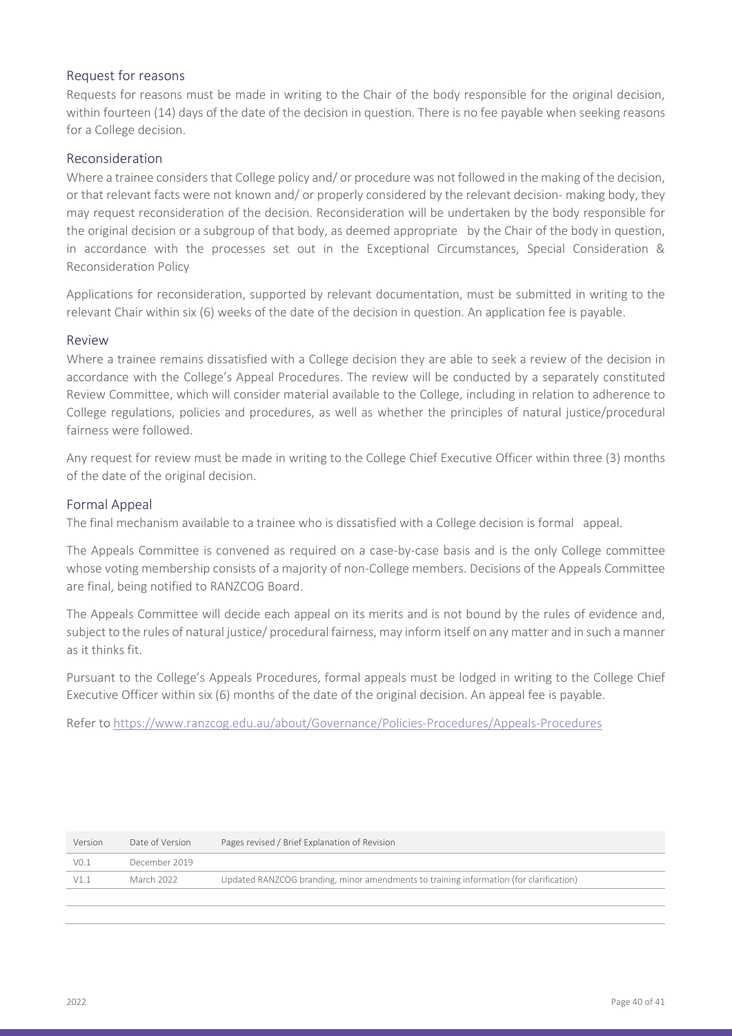## Request for reasons

Requests for reasons must be made in writing to the Chair of the body responsible for the original decision, within fourteen (14) days of the date of the decision in question. There is no fee payable when seeking reasons for a College decision.

## Reconsideration

Where a trainee considers that College policy and/ or procedure was not followed in the making of the decision, or that relevant facts were not known and/ or properly considered by the relevant decision- making body, they may request reconsideration of the decision. Reconsideration will be undertaken by the body responsible for the original decision or a subgroup of that body, as deemed appropriate by the Chair of the body in question, in accordance with the processes set out in the Exceptional Circumstances, Special Consideration & Reconsideration Policy

Applications for reconsideration, supported by relevant documentation, must be submitted in writing to the relevant Chair within six (6) weeks of the date of the decision in question. An application fee is payable.

## Review

Where a trainee remains dissatisfied with a College decision they are able to seek a review of the decision in accordance with the College's Appeal Procedures. The review will be conducted by a separately constituted Review Committee, which will consider material available to the College, including in relation to adherence to College regulations, policies and procedures, as well as whether the principles of natural justice/procedural fairness were followed.

Any request for review must be made in writing to the College Chief Executive Officer within three (3) months of the date of the original decision.

## Formal Appeal

The final mechanism available to a trainee who is dissatisfied with a College decision is formal appeal.

The Appeals Committee is convened as required on a case-by-case basis and is the only College committee whose voting membership consists of a majority of non-College members. Decisions of the Appeals Committee are final, being notified to RANZCOG Board.

The Appeals Committee will decide each appeal on its merits and is not bound by the rules of evidence and, subject to the rules of natural justice/ procedural fairness, may inform itself on any matter and in such a manner as it thinks fit.

Pursuant to the College's Appeals Procedures, formal appeals must be lodged in writing to the College Chief Executive Officer within six (6) months of the date of the original decision. An appeal fee is payable.

Refer to https://www.ranzcog.edu.au/about/Governance/Policies-Procedures/Appeals-Procedures

| Version | Date of Version | Pages revised / Brief Explanation of Revision |
|---|---|---|
| V0.1 | December 2019 | |
| V1.1 | March 2022 | Updated RANZCOG branding, minor amendments to training information (for clarification) |
| | | |
| | | |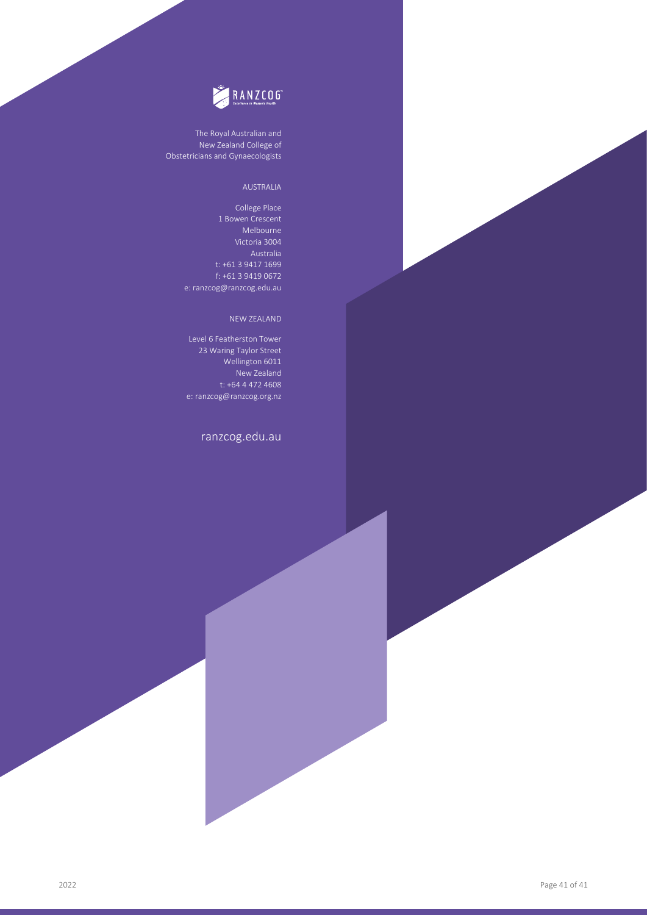RANZCOG

Excellence in Women's Health

The Royal Australian and New Zealand College of Obstetricians and Gynaecologists

AUSTRALIA

College Place
1 Bowen Crescent
Melbourne
Victoria 3004
Australia
t: +61 3 9417 1699
f: +61 3 9419 0672
e: ranzcog@ranzcog.edu.au

NEW ZEALAND

Level 6 Featherston Tower
23 Waring Taylor Street
Wellington 6011
New Zealand
t: +64 4 472 4608
e: ranzcog@ranzcog.org.nz

ranzcog.edu.au

2022